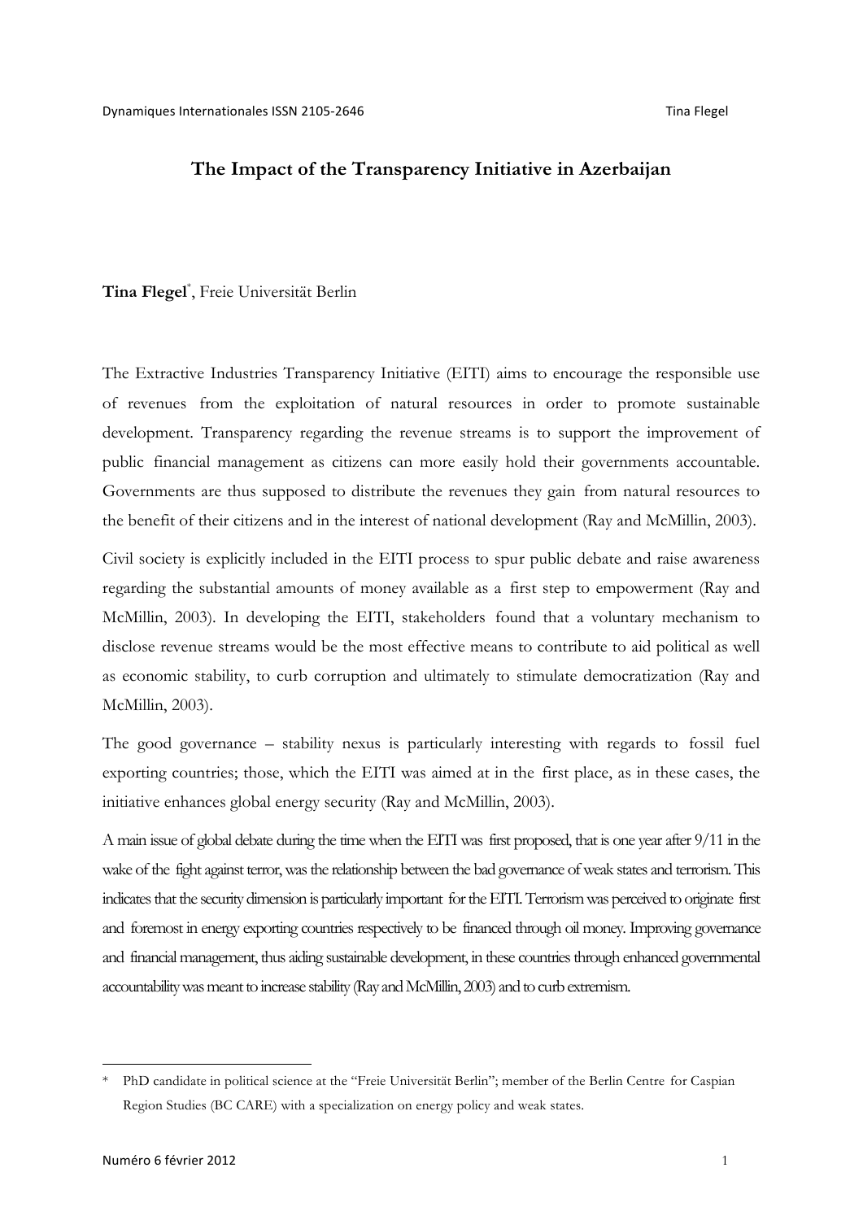# The Impact of the Transparency Initiative in Azerbaijan

**Tina Flegel**[*], Freie Universität Berlin

The Extractive Industries Transparency Initiative (EITI) aims to encourage the responsible use of revenues from the exploitation of natural resources in order to promote sustainable development. Transparency regarding the revenue streams is to support the improvement of public financial management as citizens can more easily hold their governments accountable. Governments are thus supposed to distribute the revenues they gain from natural resources to the benefit of their citizens and in the interest of national development (Ray and McMillin, 2003).

Civil society is explicitly included in the EITI process to spur public debate and raise awareness regarding the substantial amounts of money available as a first step to empowerment (Ray and McMillin, 2003). In developing the EITI, stakeholders found that a voluntary mechanism to disclose revenue streams would be the most effective means to contribute to aid political as well as economic stability, to curb corruption and ultimately to stimulate democratization (Ray and McMillin, 2003).

The good governance – stability nexus is particularly interesting with regards to fossil fuel exporting countries; those, which the EITI was aimed at in the first place, as in these cases, the initiative enhances global energy security (Ray and McMillin, 2003).

A main issue of global debate during the time when the EITI was first proposed, that is one year after 9/11 in the wake of the fight against terror, was the relationship between the bad governance of weak states and terrorism. This indicates that the security dimension is particularly important for the EITI. Terrorism was perceived to originate first and foremost in energy exporting countries respectively to be financed through oil money. Improving governance and financial management, thus aiding sustainable development, in these countries through enhanced governmental accountability was meant to increase stability (Ray and McMillin, 2003) and to curb extremism.

---

[*] PhD candidate in political science at the "Freie Universität Berlin"; member of the Berlin Centre for Caspian Region Studies (BC CARE) with a specialization on energy policy and weak states.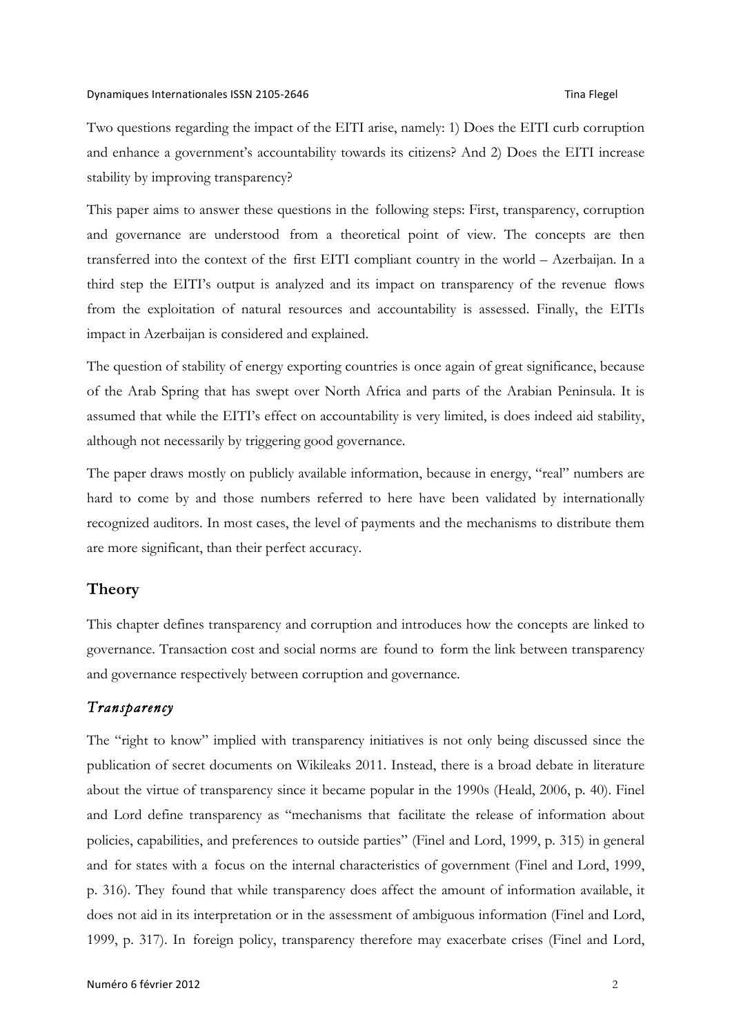Two questions regarding the impact of the EITI arise, namely: 1) Does the EITI curb corruption and enhance a government's accountability towards its citizens? And 2) Does the EITI increase stability by improving transparency?

This paper aims to answer these questions in the following steps: First, transparency, corruption and governance are understood from a theoretical point of view. The concepts are then transferred into the context of the first EITI compliant country in the world – Azerbaijan. In a third step the EITI's output is analyzed and its impact on transparency of the revenue flows from the exploitation of natural resources and accountability is assessed. Finally, the EITIs impact in Azerbaijan is considered and explained.

The question of stability of energy exporting countries is once again of great significance, because of the Arab Spring that has swept over North Africa and parts of the Arabian Peninsula. It is assumed that while the EITI's effect on accountability is very limited, is does indeed aid stability, although not necessarily by triggering good governance.

The paper draws mostly on publicly available information, because in energy, "real" numbers are hard to come by and those numbers referred to here have been validated by internationally recognized auditors. In most cases, the level of payments and the mechanisms to distribute them are more significant, than their perfect accuracy.

## Theory

This chapter defines transparency and corruption and introduces how the concepts are linked to governance. Transaction cost and social norms are found to form the link between transparency and governance respectively between corruption and governance.

### *Transparency*

The "right to know" implied with transparency initiatives is not only being discussed since the publication of secret documents on Wikileaks 2011. Instead, there is a broad debate in literature about the virtue of transparency since it became popular in the 1990s (Heald, 2006, p. 40). Finel and Lord define transparency as "mechanisms that facilitate the release of information about policies, capabilities, and preferences to outside parties" (Finel and Lord, 1999, p. 315) in general and for states with a focus on the internal characteristics of government (Finel and Lord, 1999, p. 316). They found that while transparency does affect the amount of information available, it does not aid in its interpretation or in the assessment of ambiguous information (Finel and Lord, 1999, p. 317). In foreign policy, transparency therefore may exacerbate crises (Finel and Lord,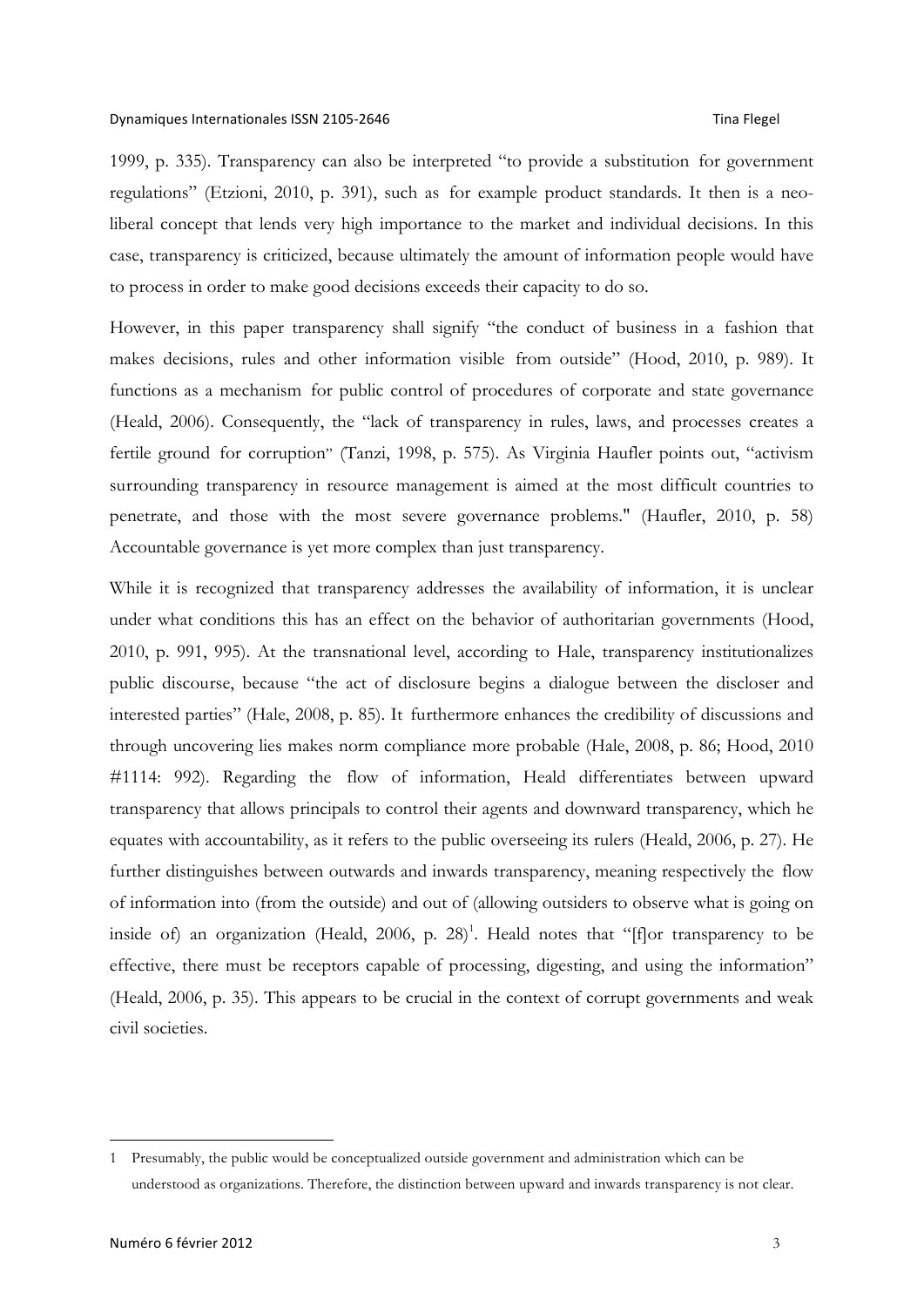1999, p. 335). Transparency can also be interpreted "to provide a substitution for government regulations" (Etzioni, 2010, p. 391), such as for example product standards. It then is a neo-liberal concept that lends very high importance to the market and individual decisions. In this case, transparency is criticized, because ultimately the amount of information people would have to process in order to make good decisions exceeds their capacity to do so.

However, in this paper transparency shall signify "the conduct of business in a fashion that makes decisions, rules and other information visible from outside" (Hood, 2010, p. 989). It functions as a mechanism for public control of procedures of corporate and state governance (Heald, 2006). Consequently, the "lack of transparency in rules, laws, and processes creates a fertile ground for corruption" (Tanzi, 1998, p. 575). As Virginia Haufler points out, "activism surrounding transparency in resource management is aimed at the most difficult countries to penetrate, and those with the most severe governance problems." (Haufler, 2010, p. 58) Accountable governance is yet more complex than just transparency.

While it is recognized that transparency addresses the availability of information, it is unclear under what conditions this has an effect on the behavior of authoritarian governments (Hood, 2010, p. 991, 995). At the transnational level, according to Hale, transparency institutionalizes public discourse, because "the act of disclosure begins a dialogue between the discloser and interested parties" (Hale, 2008, p. 85). It furthermore enhances the credibility of discussions and through uncovering lies makes norm compliance more probable (Hale, 2008, p. 86; Hood, 2010 #1114: 992). Regarding the flow of information, Heald differentiates between upward transparency that allows principals to control their agents and downward transparency, which he equates with accountability, as it refers to the public overseeing its rulers (Heald, 2006, p. 27). He further distinguishes between outwards and inwards transparency, meaning respectively the flow of information into (from the outside) and out of (allowing outsiders to observe what is going on inside of) an organization (Heald, 2006, p. 28)[1]. Heald notes that "[f]or transparency to be effective, there must be receptors capable of processing, digesting, and using the information" (Heald, 2006, p. 35). This appears to be crucial in the context of corrupt governments and weak civil societies.

---

1 Presumably, the public would be conceptualized outside government and administration which can be understood as organizations. Therefore, the distinction between upward and inwards transparency is not clear.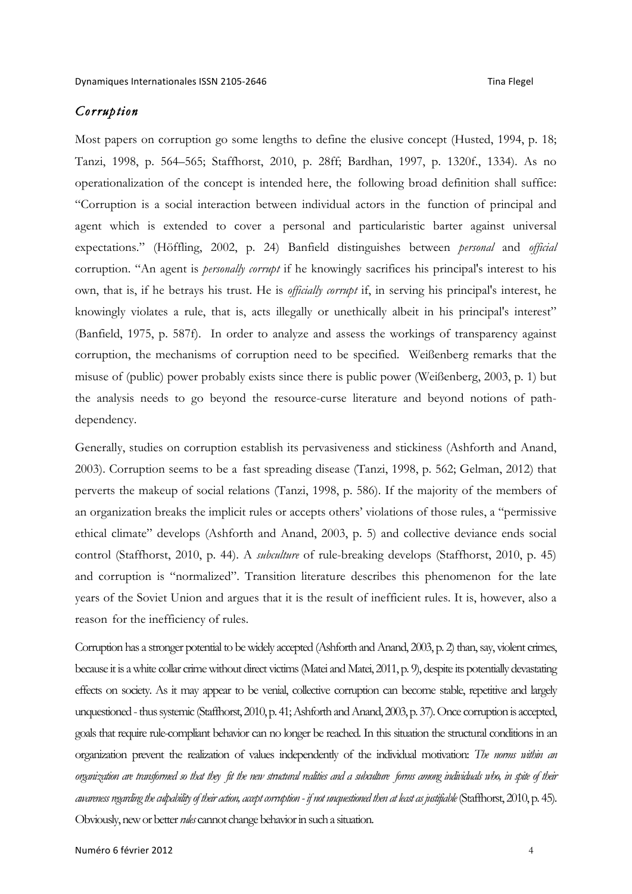## *Corruption*

Most papers on corruption go some lengths to define the elusive concept (Husted, 1994, p. 18; Tanzi, 1998, p. 564–565; Staffhorst, 2010, p. 28ff; Bardhan, 1997, p. 1320f., 1334). As no operationalization of the concept is intended here, the following broad definition shall suffice: "Corruption is a social interaction between individual actors in the function of principal and agent which is extended to cover a personal and particularistic barter against universal expectations." (Höffling, 2002, p. 24) Banfield distinguishes between *personal* and *official* corruption. "An agent is *personally corrupt* if he knowingly sacrifices his principal's interest to his own, that is, if he betrays his trust. He is *officially corrupt* if, in serving his principal's interest, he knowingly violates a rule, that is, acts illegally or unethically albeit in his principal's interest" (Banfield, 1975, p. 587f). In order to analyze and assess the workings of transparency against corruption, the mechanisms of corruption need to be specified. Weißenberg remarks that the misuse of (public) power probably exists since there is public power (Weißenberg, 2003, p. 1) but the analysis needs to go beyond the resource-curse literature and beyond notions of path-dependency.

Generally, studies on corruption establish its pervasiveness and stickiness (Ashforth and Anand, 2003). Corruption seems to be a fast spreading disease (Tanzi, 1998, p. 562; Gelman, 2012) that perverts the makeup of social relations (Tanzi, 1998, p. 586). If the majority of the members of an organization breaks the implicit rules or accepts others' violations of those rules, a "permissive ethical climate" develops (Ashforth and Anand, 2003, p. 5) and collective deviance ends social control (Staffhorst, 2010, p. 44). A *subculture* of rule-breaking develops (Staffhorst, 2010, p. 45) and corruption is "normalized". Transition literature describes this phenomenon for the late years of the Soviet Union and argues that it is the result of inefficient rules. It is, however, also a reason for the inefficiency of rules.

Corruption has a stronger potential to be widely accepted (Ashforth and Anand, 2003, p. 2) than, say, violent crimes, because it is a white collar crime without direct victims (Matei and Matei, 2011, p. 9), despite its potentially devastating effects on society. As it may appear to be venial, collective corruption can become stable, repetitive and largely unquestioned - thus systemic (Staffhorst, 2010, p. 41; Ashforth and Anand, 2003, p. 37). Once corruption is accepted, goals that require rule-compliant behavior can no longer be reached. In this situation the structural conditions in an organization prevent the realization of values independently of the individual motivation: *The norms within an organization are transformed so that they fit the new structural realities and a subculture forms among individuals who, in spite of their awareness regarding the culpability of their action, accept corruption - if not unquestioned then at least as justifiable* (Staffhorst, 2010, p. 45). Obviously, new or better *rules* cannot change behavior in such a situation.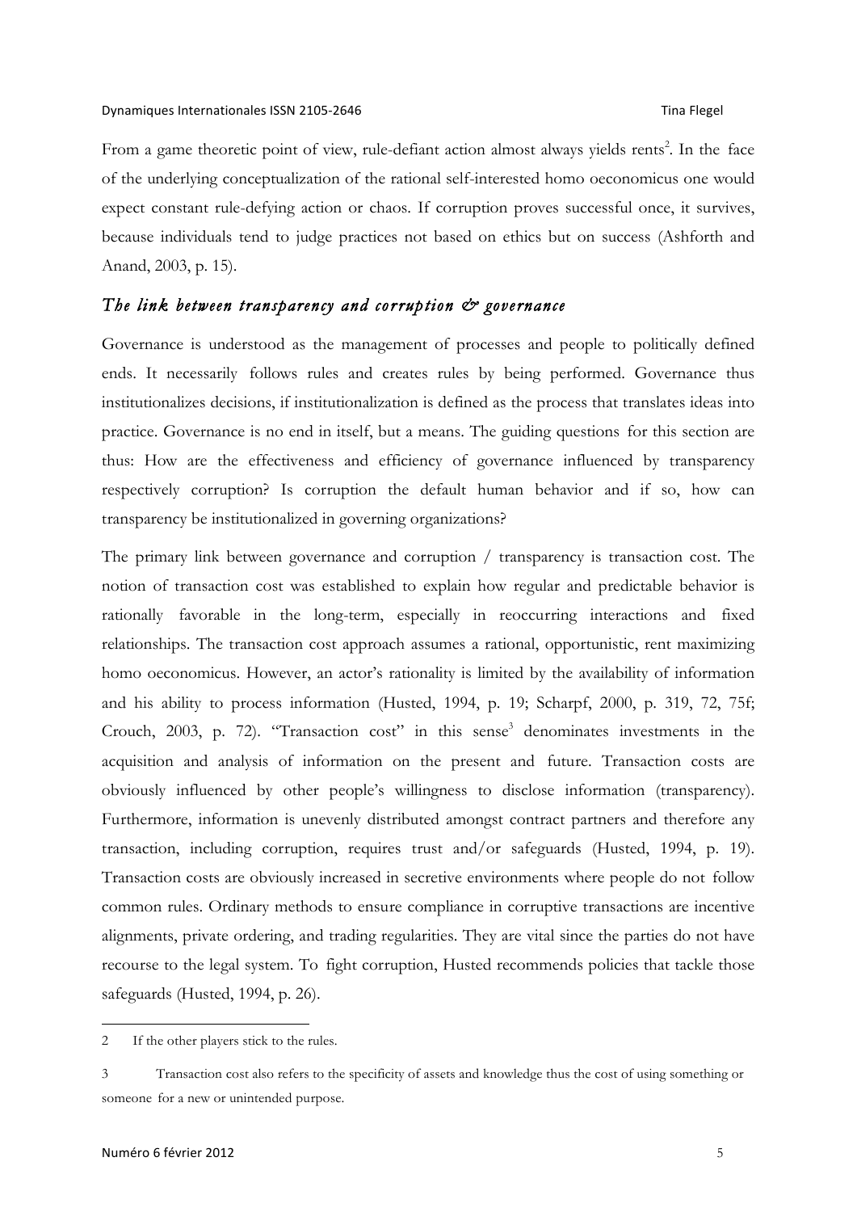From a game theoretic point of view, rule-defiant action almost always yields rents[2]. In the face of the underlying conceptualization of the rational self-interested homo oeconomicus one would expect constant rule-defying action or chaos. If corruption proves successful once, it survives, because individuals tend to judge practices not based on ethics but on success (Ashforth and Anand, 2003, p. 15).

### *The link between transparency and corruption & governance*

Governance is understood as the management of processes and people to politically defined ends. It necessarily follows rules and creates rules by being performed. Governance thus institutionalizes decisions, if institutionalization is defined as the process that translates ideas into practice. Governance is no end in itself, but a means. The guiding questions for this section are thus: How are the effectiveness and efficiency of governance influenced by transparency respectively corruption? Is corruption the default human behavior and if so, how can transparency be institutionalized in governing organizations?

The primary link between governance and corruption / transparency is transaction cost. The notion of transaction cost was established to explain how regular and predictable behavior is rationally favorable in the long-term, especially in reoccurring interactions and fixed relationships. The transaction cost approach assumes a rational, opportunistic, rent maximizing homo oeconomicus. However, an actor's rationality is limited by the availability of information and his ability to process information (Husted, 1994, p. 19; Scharpf, 2000, p. 319, 72, 75f; Crouch, 2003, p. 72). "Transaction cost" in this sense[3] denominates investments in the acquisition and analysis of information on the present and future. Transaction costs are obviously influenced by other people's willingness to disclose information (transparency). Furthermore, information is unevenly distributed amongst contract partners and therefore any transaction, including corruption, requires trust and/or safeguards (Husted, 1994, p. 19). Transaction costs are obviously increased in secretive environments where people do not follow common rules. Ordinary methods to ensure compliance in corruptive transactions are incentive alignments, private ordering, and trading regularities. They are vital since the parties do not have recourse to the legal system. To fight corruption, Husted recommends policies that tackle those safeguards (Husted, 1994, p. 26).

---

2 If the other players stick to the rules.

3 Transaction cost also refers to the specificity of assets and knowledge thus the cost of using something or someone for a new or unintended purpose.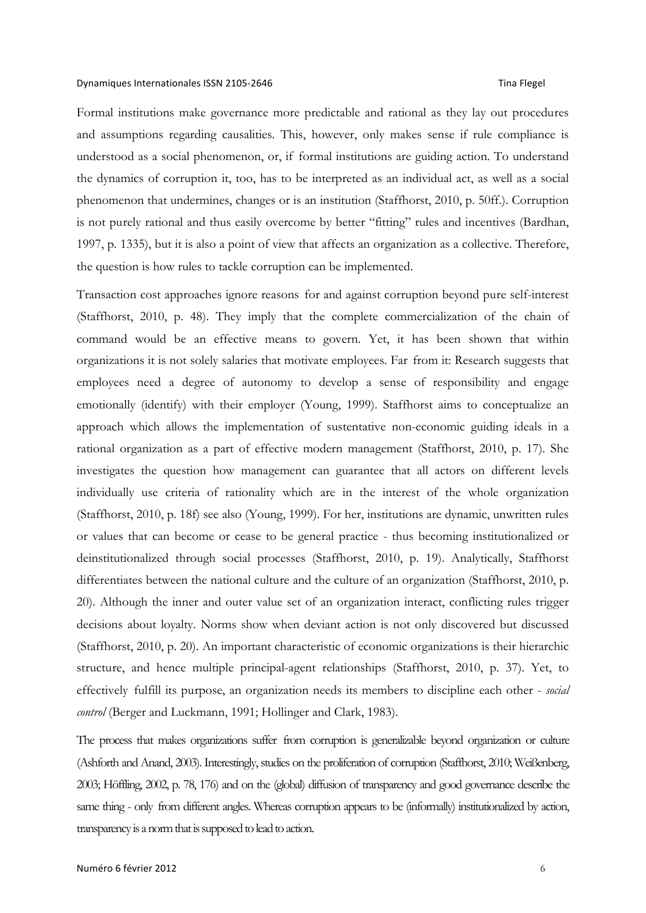Formal institutions make governance more predictable and rational as they lay out procedures and assumptions regarding causalities. This, however, only makes sense if rule compliance is understood as a social phenomenon, or, if formal institutions are guiding action. To understand the dynamics of corruption it, too, has to be interpreted as an individual act, as well as a social phenomenon that undermines, changes or is an institution (Staffhorst, 2010, p. 50ff.). Corruption is not purely rational and thus easily overcome by better "fitting" rules and incentives (Bardhan, 1997, p. 1335), but it is also a point of view that affects an organization as a collective. Therefore, the question is how rules to tackle corruption can be implemented.

Transaction cost approaches ignore reasons for and against corruption beyond pure self-interest (Staffhorst, 2010, p. 48). They imply that the complete commercialization of the chain of command would be an effective means to govern. Yet, it has been shown that within organizations it is not solely salaries that motivate employees. Far from it: Research suggests that employees need a degree of autonomy to develop a sense of responsibility and engage emotionally (identify) with their employer (Young, 1999). Staffhorst aims to conceptualize an approach which allows the implementation of sustentative non-economic guiding ideals in a rational organization as a part of effective modern management (Staffhorst, 2010, p. 17). She investigates the question how management can guarantee that all actors on different levels individually use criteria of rationality which are in the interest of the whole organization (Staffhorst, 2010, p. 18f) see also (Young, 1999). For her, institutions are dynamic, unwritten rules or values that can become or cease to be general practice - thus becoming institutionalized or deinstitutionalized through social processes (Staffhorst, 2010, p. 19). Analytically, Staffhorst differentiates between the national culture and the culture of an organization (Staffhorst, 2010, p. 20). Although the inner and outer value set of an organization interact, conflicting rules trigger decisions about loyalty. Norms show when deviant action is not only discovered but discussed (Staffhorst, 2010, p. 20). An important characteristic of economic organizations is their hierarchic structure, and hence multiple principal-agent relationships (Staffhorst, 2010, p. 37). Yet, to effectively fulfill its purpose, an organization needs its members to discipline each other - *social control* (Berger and Luckmann, 1991; Hollinger and Clark, 1983).

The process that makes organizations suffer from corruption is generalizable beyond organization or culture (Ashforth and Anand, 2003). Interestingly, studies on the proliferation of corruption (Staffhorst, 2010; Weißenberg, 2003; Höffling, 2002, p. 78, 176) and on the (global) diffusion of transparency and good governance describe the same thing - only from different angles. Whereas corruption appears to be (informally) institutionalized by action, transparency is a norm that is supposed to lead to action.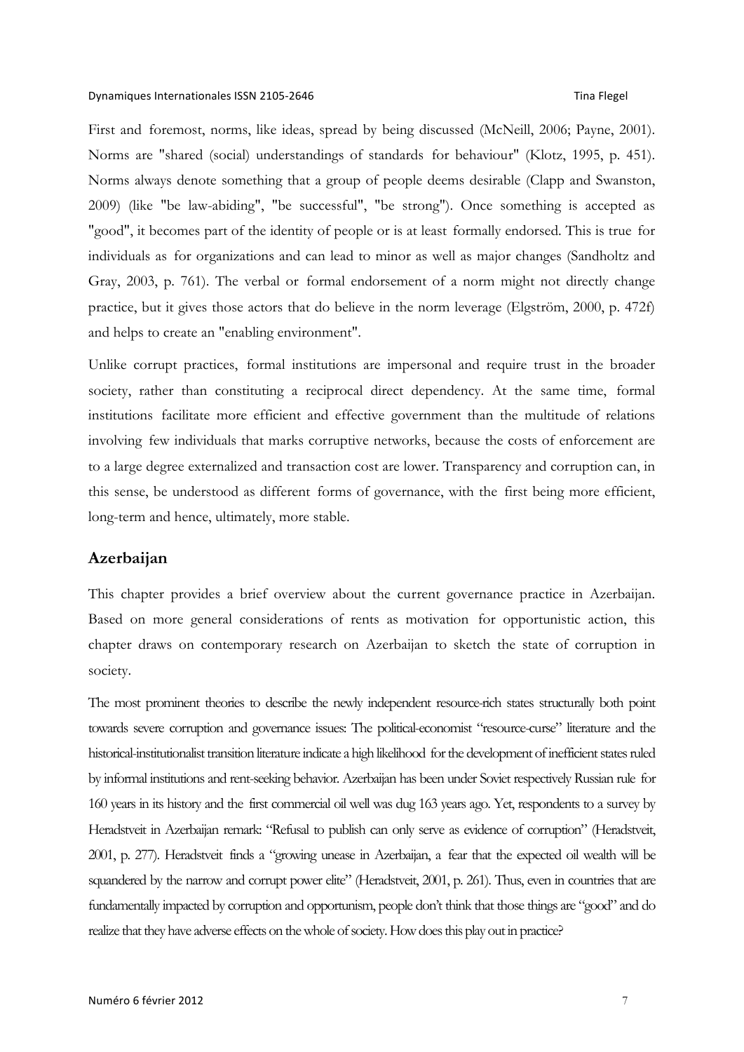First and foremost, norms, like ideas, spread by being discussed (McNeill, 2006; Payne, 2001). Norms are "shared (social) understandings of standards for behaviour" (Klotz, 1995, p. 451). Norms always denote something that a group of people deems desirable (Clapp and Swanston, 2009) (like "be law-abiding", "be successful", "be strong"). Once something is accepted as "good", it becomes part of the identity of people or is at least formally endorsed. This is true for individuals as for organizations and can lead to minor as well as major changes (Sandholtz and Gray, 2003, p. 761). The verbal or formal endorsement of a norm might not directly change practice, but it gives those actors that do believe in the norm leverage (Elgström, 2000, p. 472f) and helps to create an "enabling environment".

Unlike corrupt practices, formal institutions are impersonal and require trust in the broader society, rather than constituting a reciprocal direct dependency. At the same time, formal institutions facilitate more efficient and effective government than the multitude of relations involving few individuals that marks corruptive networks, because the costs of enforcement are to a large degree externalized and transaction cost are lower. Transparency and corruption can, in this sense, be understood as different forms of governance, with the first being more efficient, long-term and hence, ultimately, more stable.

## Azerbaijan

This chapter provides a brief overview about the current governance practice in Azerbaijan. Based on more general considerations of rents as motivation for opportunistic action, this chapter draws on contemporary research on Azerbaijan to sketch the state of corruption in society.

The most prominent theories to describe the newly independent resource-rich states structurally both point towards severe corruption and governance issues: The political-economist "resource-curse" literature and the historical-institutionalist transition literature indicate a high likelihood for the development of inefficient states ruled by informal institutions and rent-seeking behavior. Azerbaijan has been under Soviet respectively Russian rule for 160 years in its history and the first commercial oil well was dug 163 years ago. Yet, respondents to a survey by Heradstveit in Azerbaijan remark: "Refusal to publish can only serve as evidence of corruption" (Heradstveit, 2001, p. 277). Heradstveit finds a "growing unease in Azerbaijan, a fear that the expected oil wealth will be squandered by the narrow and corrupt power elite" (Heradstveit, 2001, p. 261). Thus, even in countries that are fundamentally impacted by corruption and opportunism, people don't think that those things are "good" and do realize that they have adverse effects on the whole of society. How does this play out in practice?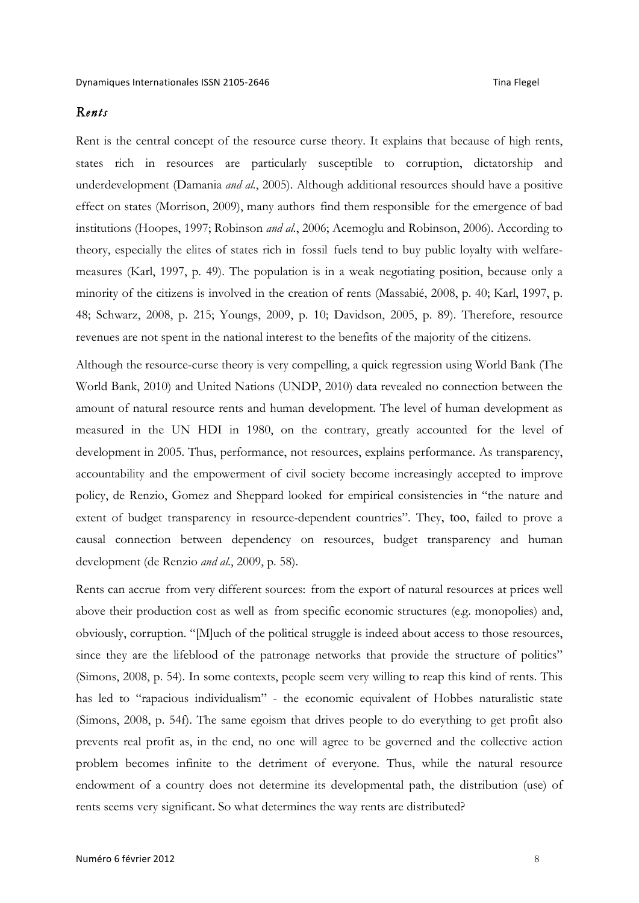### *Rents*

Rent is the central concept of the resource curse theory. It explains that because of high rents, states rich in resources are particularly susceptible to corruption, dictatorship and underdevelopment (Damania *and al.*, 2005). Although additional resources should have a positive effect on states (Morrison, 2009), many authors find them responsible for the emergence of bad institutions (Hoopes, 1997; Robinson *and al.*, 2006; Acemoglu and Robinson, 2006). According to theory, especially the elites of states rich in fossil fuels tend to buy public loyalty with welfare-measures (Karl, 1997, p. 49). The population is in a weak negotiating position, because only a minority of the citizens is involved in the creation of rents (Massabié, 2008, p. 40; Karl, 1997, p. 48; Schwarz, 2008, p. 215; Youngs, 2009, p. 10; Davidson, 2005, p. 89). Therefore, resource revenues are not spent in the national interest to the benefits of the majority of the citizens.

Although the resource-curse theory is very compelling, a quick regression using World Bank (The World Bank, 2010) and United Nations (UNDP, 2010) data revealed no connection between the amount of natural resource rents and human development. The level of human development as measured in the UN HDI in 1980, on the contrary, greatly accounted for the level of development in 2005. Thus, performance, not resources, explains performance. As transparency, accountability and the empowerment of civil society become increasingly accepted to improve policy, de Renzio, Gomez and Sheppard looked for empirical consistencies in "the nature and extent of budget transparency in resource-dependent countries". They, too, failed to prove a causal connection between dependency on resources, budget transparency and human development (de Renzio *and al.*, 2009, p. 58).

Rents can accrue from very different sources: from the export of natural resources at prices well above their production cost as well as from specific economic structures (e.g. monopolies) and, obviously, corruption. "[M]uch of the political struggle is indeed about access to those resources, since they are the lifeblood of the patronage networks that provide the structure of politics" (Simons, 2008, p. 54). In some contexts, people seem very willing to reap this kind of rents. This has led to "rapacious individualism" - the economic equivalent of Hobbes naturalistic state (Simons, 2008, p. 54f). The same egoism that drives people to do everything to get profit also prevents real profit as, in the end, no one will agree to be governed and the collective action problem becomes infinite to the detriment of everyone. Thus, while the natural resource endowment of a country does not determine its developmental path, the distribution (use) of rents seems very significant. So what determines the way rents are distributed?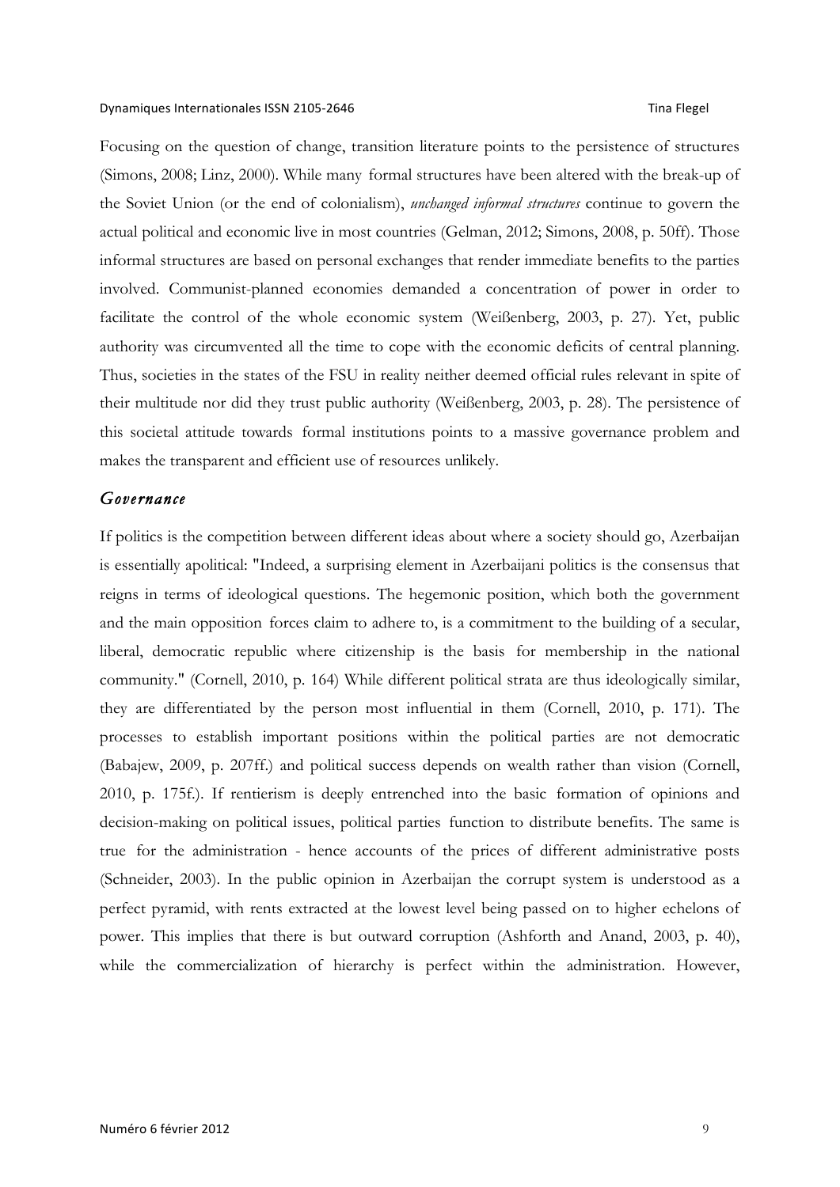Focusing on the question of change, transition literature points to the persistence of structures (Simons, 2008; Linz, 2000). While many formal structures have been altered with the break-up of the Soviet Union (or the end of colonialism), *unchanged informal structures* continue to govern the actual political and economic live in most countries (Gelman, 2012; Simons, 2008, p. 50ff). Those informal structures are based on personal exchanges that render immediate benefits to the parties involved. Communist-planned economies demanded a concentration of power in order to facilitate the control of the whole economic system (Weißenberg, 2003, p. 27). Yet, public authority was circumvented all the time to cope with the economic deficits of central planning. Thus, societies in the states of the FSU in reality neither deemed official rules relevant in spite of their multitude nor did they trust public authority (Weißenberg, 2003, p. 28). The persistence of this societal attitude towards formal institutions points to a massive governance problem and makes the transparent and efficient use of resources unlikely.

### *Governance*

If politics is the competition between different ideas about where a society should go, Azerbaijan is essentially apolitical: "Indeed, a surprising element in Azerbaijani politics is the consensus that reigns in terms of ideological questions. The hegemonic position, which both the government and the main opposition forces claim to adhere to, is a commitment to the building of a secular, liberal, democratic republic where citizenship is the basis for membership in the national community." (Cornell, 2010, p. 164) While different political strata are thus ideologically similar, they are differentiated by the person most influential in them (Cornell, 2010, p. 171). The processes to establish important positions within the political parties are not democratic (Babajew, 2009, p. 207ff.) and political success depends on wealth rather than vision (Cornell, 2010, p. 175f.). If rentierism is deeply entrenched into the basic formation of opinions and decision-making on political issues, political parties function to distribute benefits. The same is true for the administration - hence accounts of the prices of different administrative posts (Schneider, 2003). In the public opinion in Azerbaijan the corrupt system is understood as a perfect pyramid, with rents extracted at the lowest level being passed on to higher echelons of power. This implies that there is but outward corruption (Ashforth and Anand, 2003, p. 40), while the commercialization of hierarchy is perfect within the administration. However,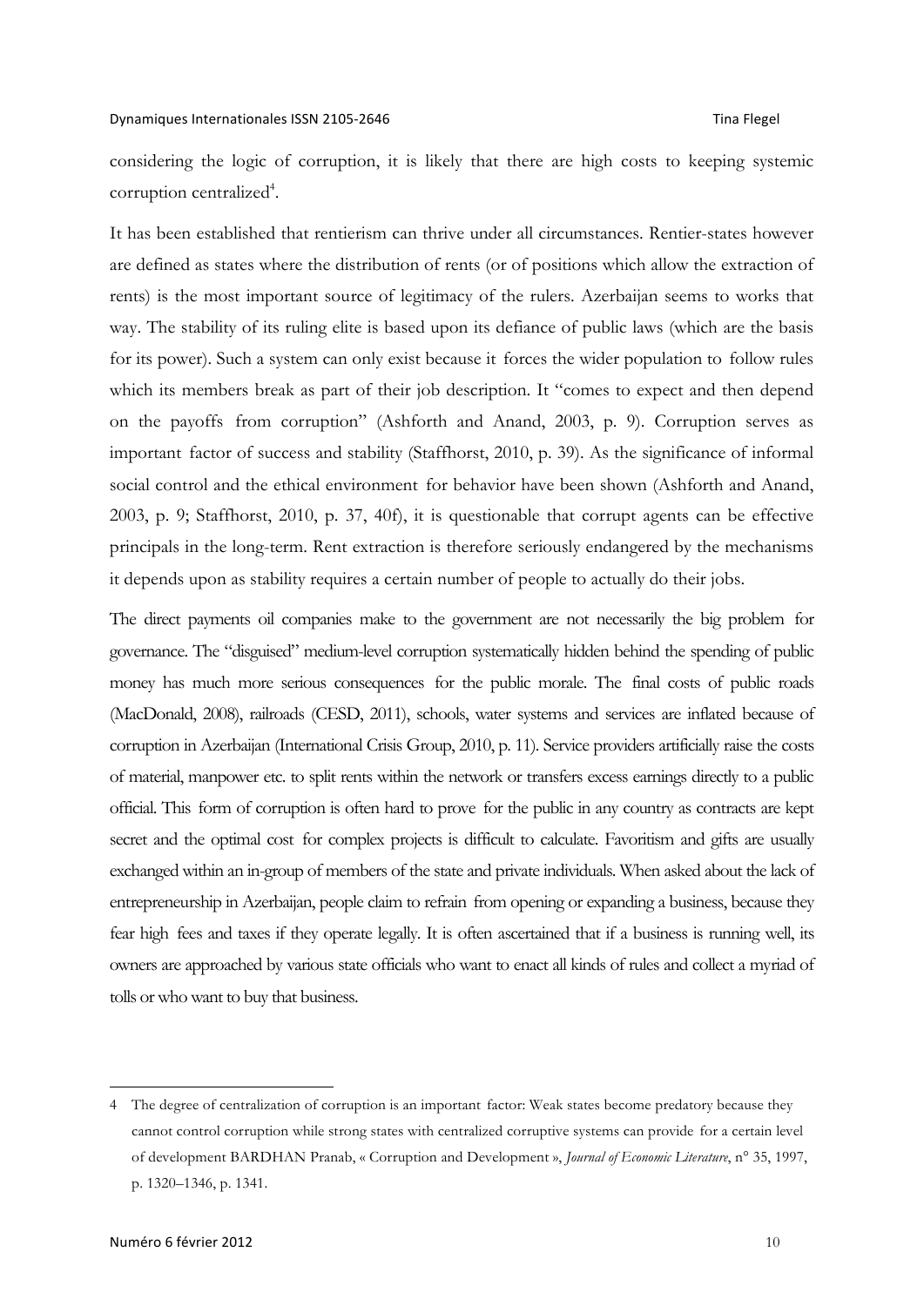considering the logic of corruption, it is likely that there are high costs to keeping systemic corruption centralized[4].

It has been established that rentierism can thrive under all circumstances. Rentier-states however are defined as states where the distribution of rents (or of positions which allow the extraction of rents) is the most important source of legitimacy of the rulers. Azerbaijan seems to works that way. The stability of its ruling elite is based upon its defiance of public laws (which are the basis for its power). Such a system can only exist because it forces the wider population to follow rules which its members break as part of their job description. It "comes to expect and then depend on the payoffs from corruption" (Ashforth and Anand, 2003, p. 9). Corruption serves as important factor of success and stability (Staffhorst, 2010, p. 39). As the significance of informal social control and the ethical environment for behavior have been shown (Ashforth and Anand, 2003, p. 9; Staffhorst, 2010, p. 37, 40f), it is questionable that corrupt agents can be effective principals in the long-term. Rent extraction is therefore seriously endangered by the mechanisms it depends upon as stability requires a certain number of people to actually do their jobs.

The direct payments oil companies make to the government are not necessarily the big problem for governance. The "disguised" medium-level corruption systematically hidden behind the spending of public money has much more serious consequences for the public morale. The final costs of public roads (MacDonald, 2008), railroads (CESD, 2011), schools, water systems and services are inflated because of corruption in Azerbaijan (International Crisis Group, 2010, p. 11). Service providers artificially raise the costs of material, manpower etc. to split rents within the network or transfers excess earnings directly to a public official. This form of corruption is often hard to prove for the public in any country as contracts are kept secret and the optimal cost for complex projects is difficult to calculate. Favoritism and gifts are usually exchanged within an in-group of members of the state and private individuals. When asked about the lack of entrepreneurship in Azerbaijan, people claim to refrain from opening or expanding a business, because they fear high fees and taxes if they operate legally. It is often ascertained that if a business is running well, its owners are approached by various state officials who want to enact all kinds of rules and collect a myriad of tolls or who want to buy that business.

---

4 The degree of centralization of corruption is an important factor: Weak states become predatory because they cannot control corruption while strong states with centralized corruptive systems can provide for a certain level of development BARDHAN Pranab, « Corruption and Development », *Journal of Economic Literature*, n° 35, 1997, p. 1320–1346, p. 1341.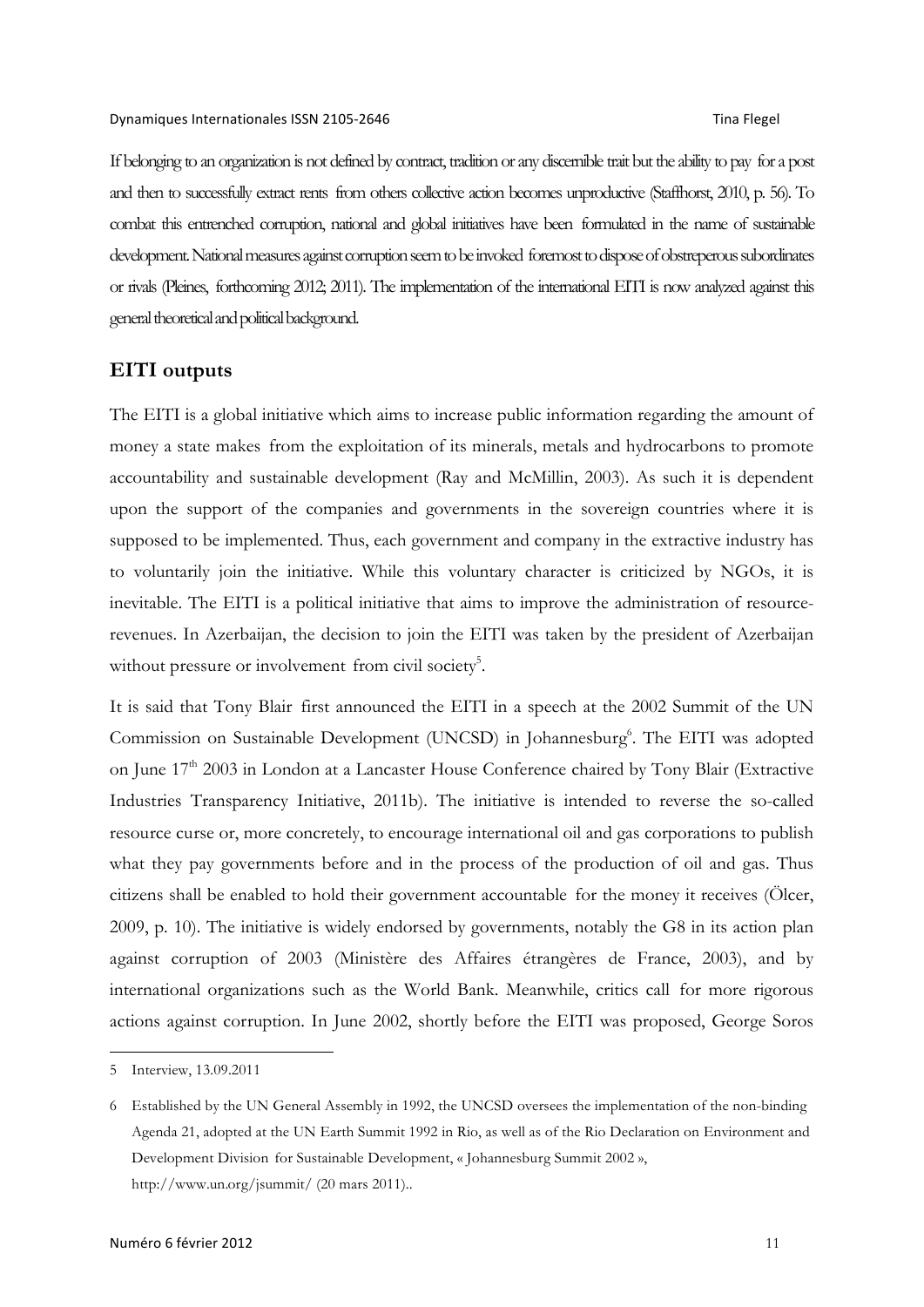If belonging to an organization is not defined by contract, tradition or any discernible trait but the ability to pay for a post and then to successfully extract rents from others collective action becomes unproductive (Staffhorst, 2010, p. 56). To combat this entrenched corruption, national and global initiatives have been formulated in the name of sustainable development. National measures against corruption seem to be invoked foremost to dispose of obstreperous subordinates or rivals (Pleines, forthcoming 2012; 2011). The implementation of the international EITI is now analyzed against this general theoretical and political background.

## EITI outputs

The EITI is a global initiative which aims to increase public information regarding the amount of money a state makes from the exploitation of its minerals, metals and hydrocarbons to promote accountability and sustainable development (Ray and McMillin, 2003). As such it is dependent upon the support of the companies and governments in the sovereign countries where it is supposed to be implemented. Thus, each government and company in the extractive industry has to voluntarily join the initiative. While this voluntary character is criticized by NGOs, it is inevitable. The EITI is a political initiative that aims to improve the administration of resource-revenues. In Azerbaijan, the decision to join the EITI was taken by the president of Azerbaijan without pressure or involvement from civil society[5].

It is said that Tony Blair first announced the EITI in a speech at the 2002 Summit of the UN Commission on Sustainable Development (UNCSD) in Johannesburg[6]. The EITI was adopted on June 17th 2003 in London at a Lancaster House Conference chaired by Tony Blair (Extractive Industries Transparency Initiative, 2011b). The initiative is intended to reverse the so-called resource curse or, more concretely, to encourage international oil and gas corporations to publish what they pay governments before and in the process of the production of oil and gas. Thus citizens shall be enabled to hold their government accountable for the money it receives (Ölcer, 2009, p. 10). The initiative is widely endorsed by governments, notably the G8 in its action plan against corruption of 2003 (Ministère des Affaires étrangères de France, 2003), and by international organizations such as the World Bank. Meanwhile, critics call for more rigorous actions against corruption. In June 2002, shortly before the EITI was proposed, George Soros

---

5 Interview, 13.09.2011

6 Established by the UN General Assembly in 1992, the UNCSD oversees the implementation of the non-binding Agenda 21, adopted at the UN Earth Summit 1992 in Rio, as well as of the Rio Declaration on Environment and Development Division for Sustainable Development, « Johannesburg Summit 2002 », http://www.un.org/jsummit/ (20 mars 2011)..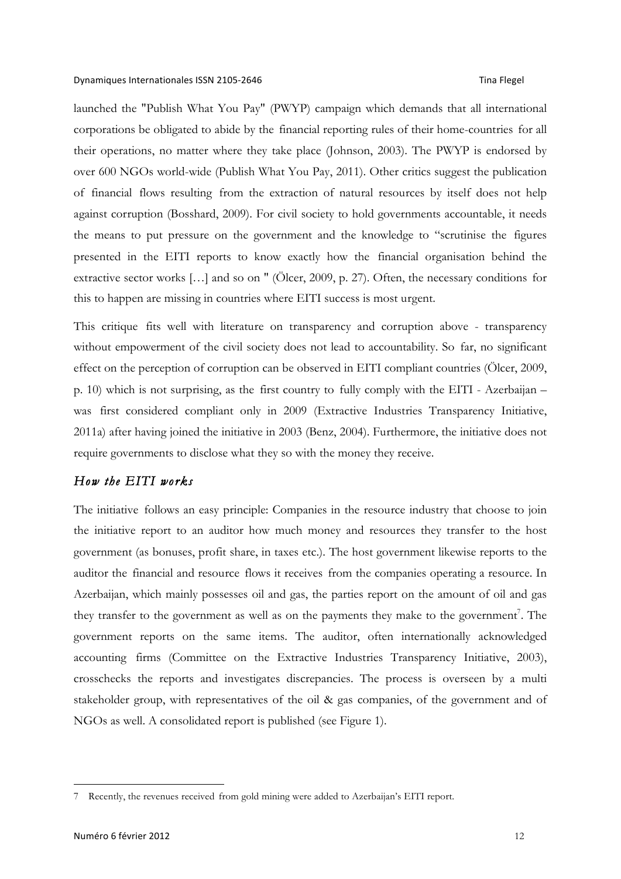launched the "Publish What You Pay" (PWYP) campaign which demands that all international corporations be obligated to abide by the financial reporting rules of their home-countries for all their operations, no matter where they take place (Johnson, 2003). The PWYP is endorsed by over 600 NGOs world-wide (Publish What You Pay, 2011). Other critics suggest the publication of financial flows resulting from the extraction of natural resources by itself does not help against corruption (Bosshard, 2009). For civil society to hold governments accountable, it needs the means to put pressure on the government and the knowledge to "scrutinise the figures presented in the EITI reports to know exactly how the financial organisation behind the extractive sector works […] and so on " (Ölcer, 2009, p. 27). Often, the necessary conditions for this to happen are missing in countries where EITI success is most urgent.

This critique fits well with literature on transparency and corruption above - transparency without empowerment of the civil society does not lead to accountability. So far, no significant effect on the perception of corruption can be observed in EITI compliant countries (Ölcer, 2009, p. 10) which is not surprising, as the first country to fully comply with the EITI - Azerbaijan – was first considered compliant only in 2009 (Extractive Industries Transparency Initiative, 2011a) after having joined the initiative in 2003 (Benz, 2004). Furthermore, the initiative does not require governments to disclose what they so with the money they receive.

### *How the EITI works*

The initiative follows an easy principle: Companies in the resource industry that choose to join the initiative report to an auditor how much money and resources they transfer to the host government (as bonuses, profit share, in taxes etc.). The host government likewise reports to the auditor the financial and resource flows it receives from the companies operating a resource. In Azerbaijan, which mainly possesses oil and gas, the parties report on the amount of oil and gas they transfer to the government as well as on the payments they make to the government[7]. The government reports on the same items. The auditor, often internationally acknowledged accounting firms (Committee on the Extractive Industries Transparency Initiative, 2003), crosschecks the reports and investigates discrepancies. The process is overseen by a multi stakeholder group, with representatives of the oil & gas companies, of the government and of NGOs as well. A consolidated report is published (see Figure 1).

---

7 Recently, the revenues received from gold mining were added to Azerbaijan's EITI report.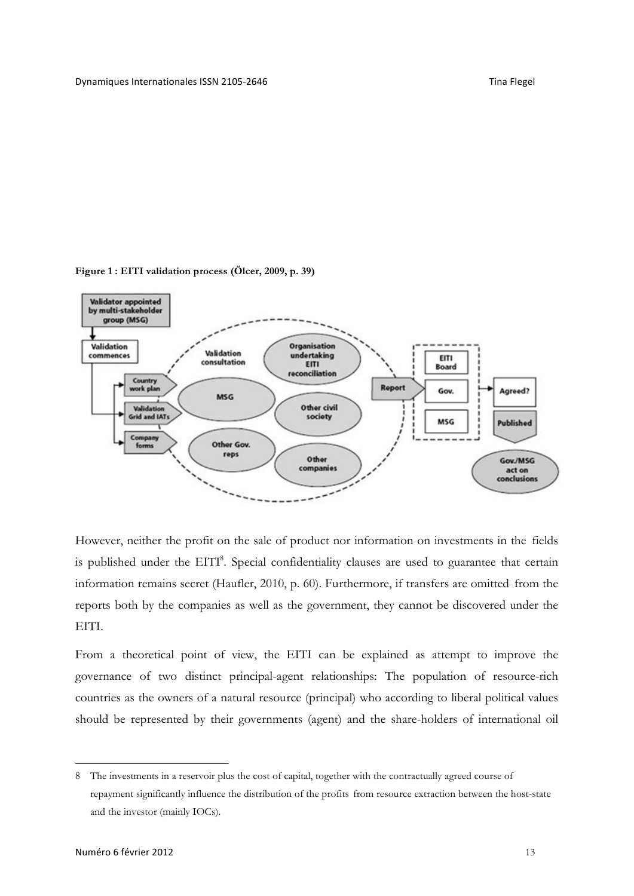**Figure 1 : EITI validation process (Ölcer, 2009, p. 39)**

However, neither the profit on the sale of product nor information on investments in the fields is published under the EITI[8]. Special confidentiality clauses are used to guarantee that certain information remains secret (Haufler, 2010, p. 60). Furthermore, if transfers are omitted from the reports both by the companies as well as the government, they cannot be discovered under the EITI.

From a theoretical point of view, the EITI can be explained as attempt to improve the governance of two distinct principal-agent relationships: The population of resource-rich countries as the owners of a natural resource (principal) who according to liberal political values should be represented by their governments (agent) and the share-holders of international oil

---

8 The investments in a reservoir plus the cost of capital, together with the contractually agreed course of repayment significantly influence the distribution of the profits from resource extraction between the host-state and the investor (mainly IOCs).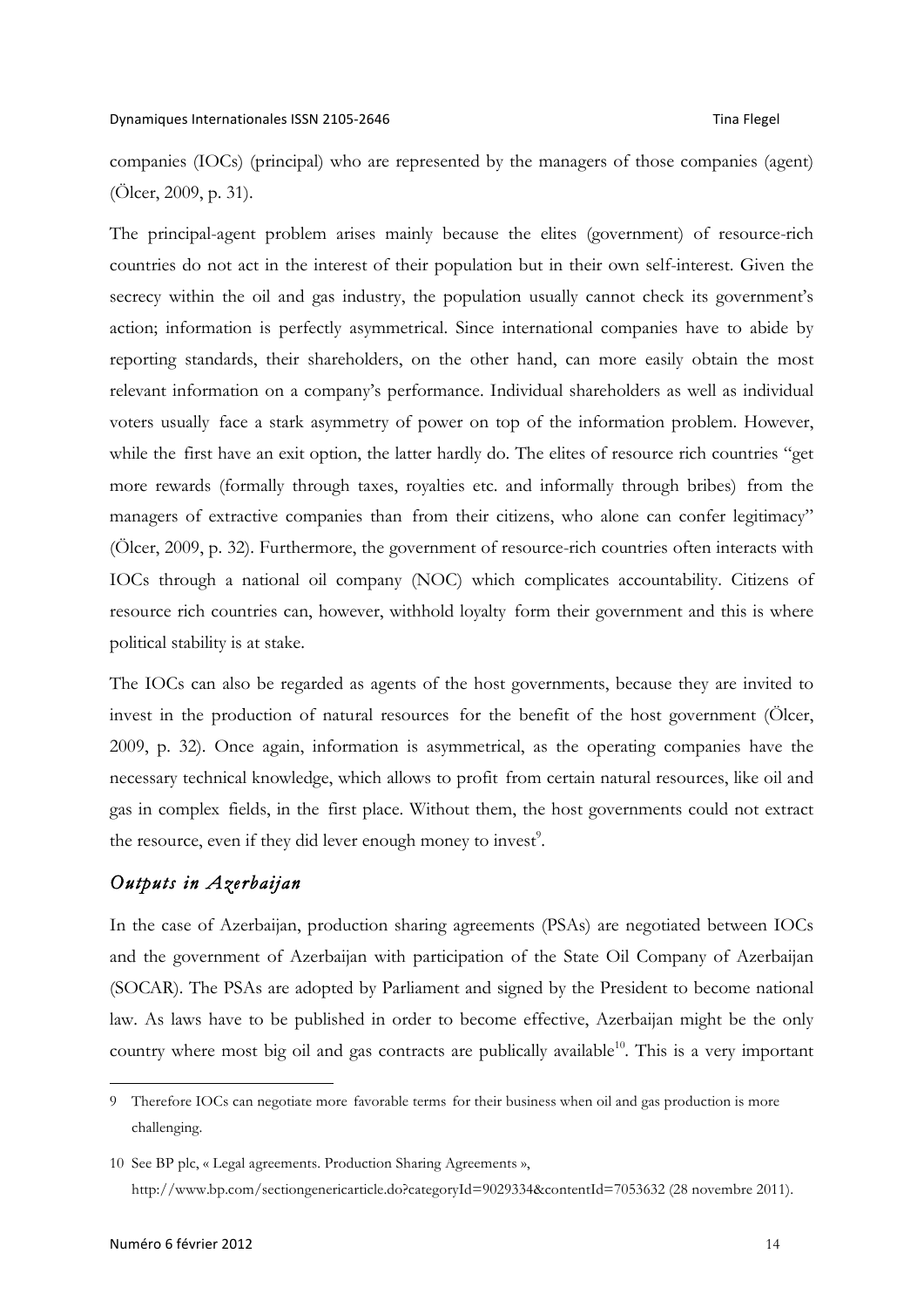companies (IOCs) (principal) who are represented by the managers of those companies (agent) (Ölcer, 2009, p. 31).

The principal-agent problem arises mainly because the elites (government) of resource-rich countries do not act in the interest of their population but in their own self-interest. Given the secrecy within the oil and gas industry, the population usually cannot check its government's action; information is perfectly asymmetrical. Since international companies have to abide by reporting standards, their shareholders, on the other hand, can more easily obtain the most relevant information on a company's performance. Individual shareholders as well as individual voters usually face a stark asymmetry of power on top of the information problem. However, while the first have an exit option, the latter hardly do. The elites of resource rich countries "get more rewards (formally through taxes, royalties etc. and informally through bribes) from the managers of extractive companies than from their citizens, who alone can confer legitimacy" (Ölcer, 2009, p. 32). Furthermore, the government of resource-rich countries often interacts with IOCs through a national oil company (NOC) which complicates accountability. Citizens of resource rich countries can, however, withhold loyalty form their government and this is where political stability is at stake.

The IOCs can also be regarded as agents of the host governments, because they are invited to invest in the production of natural resources for the benefit of the host government (Ölcer, 2009, p. 32). Once again, information is asymmetrical, as the operating companies have the necessary technical knowledge, which allows to profit from certain natural resources, like oil and gas in complex fields, in the first place. Without them, the host governments could not extract the resource, even if they did lever enough money to invest[9].

### *Outputs in Azerbaijan*

In the case of Azerbaijan, production sharing agreements (PSAs) are negotiated between IOCs and the government of Azerbaijan with participation of the State Oil Company of Azerbaijan (SOCAR). The PSAs are adopted by Parliament and signed by the President to become national law. As laws have to be published in order to become effective, Azerbaijan might be the only country where most big oil and gas contracts are publically available[10]. This is a very important

---

9 Therefore IOCs can negotiate more favorable terms for their business when oil and gas production is more challenging.

10 See BP plc, « Legal agreements. Production Sharing Agreements », http://www.bp.com/sectiongenericarticle.do?categoryId=9029334&contentId=7053632 (28 novembre 2011).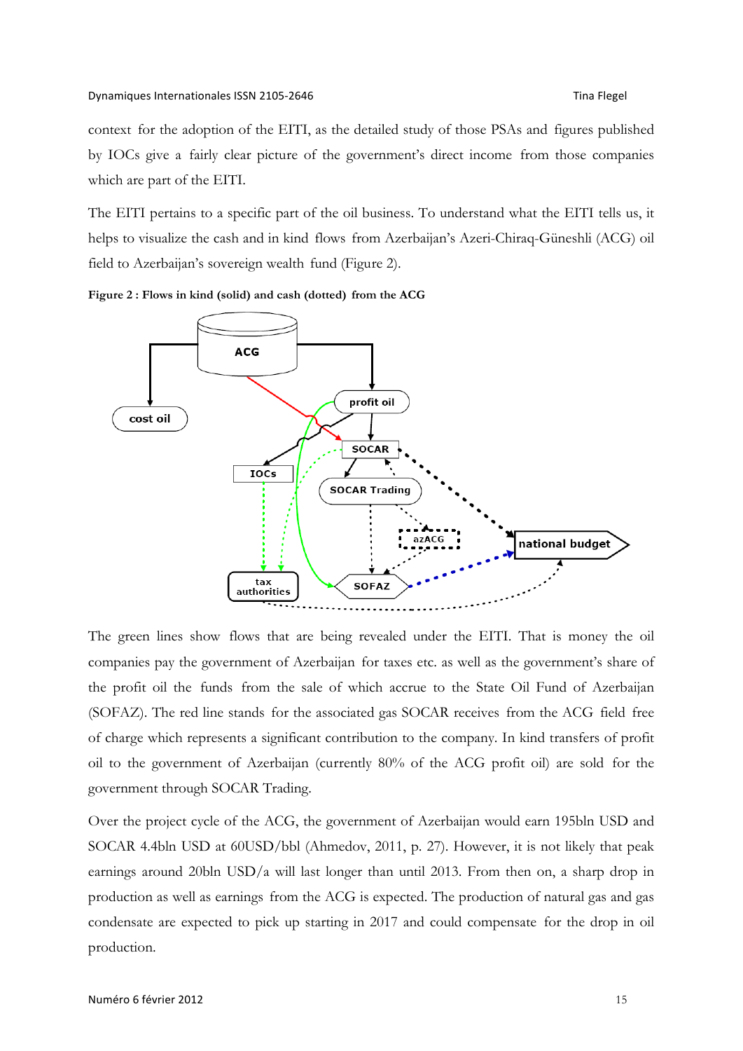context for the adoption of the EITI, as the detailed study of those PSAs and figures published by IOCs give a fairly clear picture of the government's direct income from those companies which are part of the EITI.

The EITI pertains to a specific part of the oil business. To understand what the EITI tells us, it helps to visualize the cash and in kind flows from Azerbaijan's Azeri-Chiraq-Güneshli (ACG) oil field to Azerbaijan's sovereign wealth fund (Figure 2).

**Figure 2 : Flows in kind (solid) and cash (dotted) from the ACG**

The green lines show flows that are being revealed under the EITI. That is money the oil companies pay the government of Azerbaijan for taxes etc. as well as the government's share of the profit oil the funds from the sale of which accrue to the State Oil Fund of Azerbaijan (SOFAZ). The red line stands for the associated gas SOCAR receives from the ACG field free of charge which represents a significant contribution to the company. In kind transfers of profit oil to the government of Azerbaijan (currently 80% of the ACG profit oil) are sold for the government through SOCAR Trading.

Over the project cycle of the ACG, the government of Azerbaijan would earn 195bln USD and SOCAR 4.4bln USD at 60USD/bbl (Ahmedov, 2011, p. 27). However, it is not likely that peak earnings around 20bln USD/a will last longer than until 2013. From then on, a sharp drop in production as well as earnings from the ACG is expected. The production of natural gas and gas condensate are expected to pick up starting in 2017 and could compensate for the drop in oil production.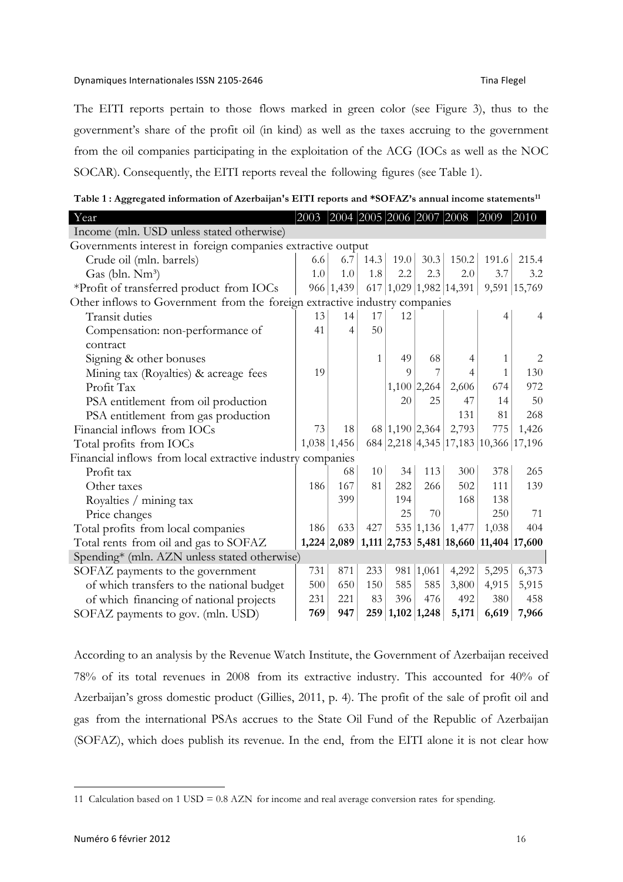The EITI reports pertain to those flows marked in green color (see Figure 3), thus to the government's share of the profit oil (in kind) as well as the taxes accruing to the government from the oil companies participating in the exploitation of the ACG (IOCs as well as the NOC SOCAR). Consequently, the EITI reports reveal the following figures (see Table 1).

**Table 1 : Aggregated information of Azerbaijan's EITI reports and *SOFAZ's annual income statements[11]**

| Year | 2003 | 2004 | 2005 | 2006 | 2007 | 2008 | 2009 | 2010 |
|---|---|---|---|---|---|---|---|---|
| Income (mln. USD unless stated otherwise) | | | | | | | | |
| Governments interest in foreign companies extractive output | | | | | | | | |
| Crude oil (mln. barrels) | 6.6 | 6.7 | 14.3 | 19.0 | 30.3 | 150.2 | 191.6 | 215.4 |
| Gas (bln. Nm³) | 1.0 | 1.0 | 1.8 | 2.2 | 2.3 | 2.0 | 3.7 | 3.2 |
| *Profit of transferred product from IOCs | | 966 | 1,439 | 617 | 1,029 | 1,982 | 14,391 | 9,591 | 15,769 |
| Other inflows to Government from the foreign extractive industry companies | | | | | | | | |
| Transit duties | 13 | 14 | 17 | 12 | | | 4 | 4 |
| Compensation: non-performance of contract | 41 | 4 | 50 | | | | | |
| Signing & other bonuses | | | 1 | 49 | 68 | 4 | 1 | 2 |
| Mining tax (Royalties) & acreage fees | 19 | | | 9 | 7 | 4 | 1 | 130 |
| Profit Tax | | | | 1,100 | 2,264 | 2,606 | 674 | 972 |
| PSA entitlement from oil production | | | | 20 | 25 | 47 | 14 | 50 |
| PSA entitlement from gas production | | | | | | 131 | 81 | 268 |
| Financial inflows from IOCs | 73 | 18 | 68 | 1,190 | 2,364 | 2,793 | 775 | 1,426 |
| Total profits from IOCs | 1,038 | 1,456 | 684 | 2,218 | 4,345 | 17,183 | 10,366 | 17,196 |
| Financial inflows from local extractive industry companies | | | | | | | | |
| Profit tax | | 68 | 10 | 34 | 113 | 300 | 378 | 265 |
| Other taxes | 186 | 167 | 81 | 282 | 266 | 502 | 111 | 139 |
| Royalties / mining tax | | 399 | | 194 | | 168 | 138 | |
| Price changes | | | | 25 | 70 | | 250 | 71 |
| Total profits from local companies | 186 | 633 | 427 | 535 | 1,136 | 1,477 | 1,038 | 404 |
| Total rents from oil and gas to SOFAZ | **1,224** | **2,089** | **1,111** | **2,753** | **5,481** | **18,660** | **11,404** | **17,600** |
| Spending* (mln. AZN unless stated otherwise) | | | | | | | | |
| SOFAZ payments to the government | 731 | 871 | 233 | 981 | 1,061 | 4,292 | 5,295 | 6,373 |
| of which transfers to the national budget | 500 | 650 | 150 | 585 | 585 | 3,800 | 4,915 | 5,915 |
| of which financing of national projects | 231 | 221 | 83 | 396 | 476 | 492 | 380 | 458 |
| SOFAZ payments to gov. (mln. USD) | **769** | **947** | **259** | **1,102** | **1,248** | **5,171** | **6,619** | **7,966** |

According to an analysis by the Revenue Watch Institute, the Government of Azerbaijan received 78% of its total revenues in 2008 from its extractive industry. This accounted for 40% of Azerbaijan's gross domestic product (Gillies, 2011, p. 4). The profit of the sale of profit oil and gas from the international PSAs accrues to the State Oil Fund of the Republic of Azerbaijan (SOFAZ), which does publish its revenue. In the end, from the EITI alone it is not clear how

11 Calculation based on 1 USD = 0.8 AZN for income and real average conversion rates for spending.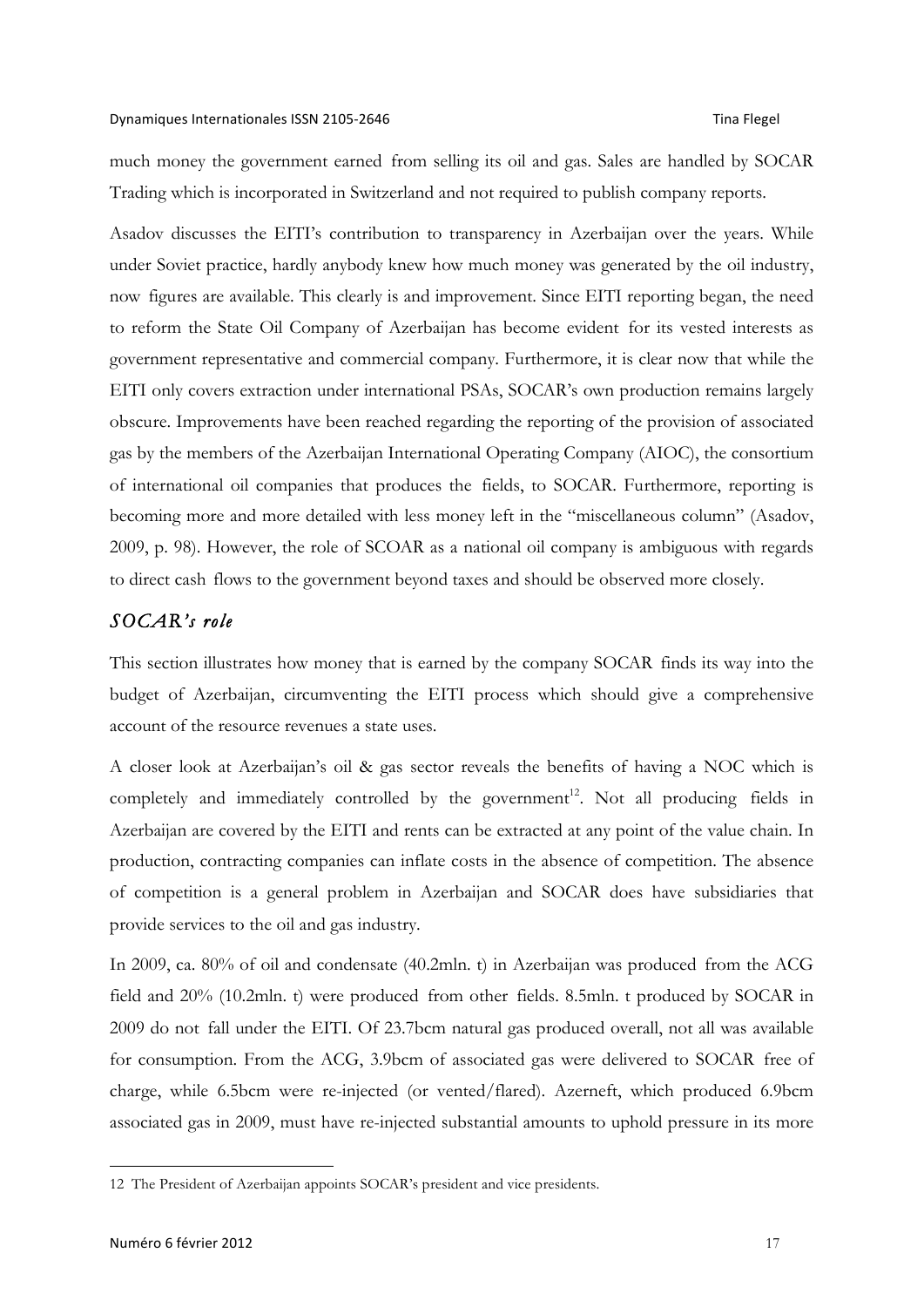much money the government earned from selling its oil and gas. Sales are handled by SOCAR Trading which is incorporated in Switzerland and not required to publish company reports.

Asadov discusses the EITI's contribution to transparency in Azerbaijan over the years. While under Soviet practice, hardly anybody knew how much money was generated by the oil industry, now figures are available. This clearly is and improvement. Since EITI reporting began, the need to reform the State Oil Company of Azerbaijan has become evident for its vested interests as government representative and commercial company. Furthermore, it is clear now that while the EITI only covers extraction under international PSAs, SOCAR's own production remains largely obscure. Improvements have been reached regarding the reporting of the provision of associated gas by the members of the Azerbaijan International Operating Company (AIOC), the consortium of international oil companies that produces the fields, to SOCAR. Furthermore, reporting is becoming more and more detailed with less money left in the "miscellaneous column" (Asadov, 2009, p. 98). However, the role of SCOAR as a national oil company is ambiguous with regards to direct cash flows to the government beyond taxes and should be observed more closely.

### *SOCAR's role*

This section illustrates how money that is earned by the company SOCAR finds its way into the budget of Azerbaijan, circumventing the EITI process which should give a comprehensive account of the resource revenues a state uses.

A closer look at Azerbaijan's oil & gas sector reveals the benefits of having a NOC which is completely and immediately controlled by the government[12]. Not all producing fields in Azerbaijan are covered by the EITI and rents can be extracted at any point of the value chain. In production, contracting companies can inflate costs in the absence of competition. The absence of competition is a general problem in Azerbaijan and SOCAR does have subsidiaries that provide services to the oil and gas industry.

In 2009, ca. 80% of oil and condensate (40.2mln. t) in Azerbaijan was produced from the ACG field and 20% (10.2mln. t) were produced from other fields. 8.5mln. t produced by SOCAR in 2009 do not fall under the EITI. Of 23.7bcm natural gas produced overall, not all was available for consumption. From the ACG, 3.9bcm of associated gas were delivered to SOCAR free of charge, while 6.5bcm were re-injected (or vented/flared). Azerneft, which produced 6.9bcm associated gas in 2009, must have re-injected substantial amounts to uphold pressure in its more

---

[12] The President of Azerbaijan appoints SOCAR's president and vice presidents.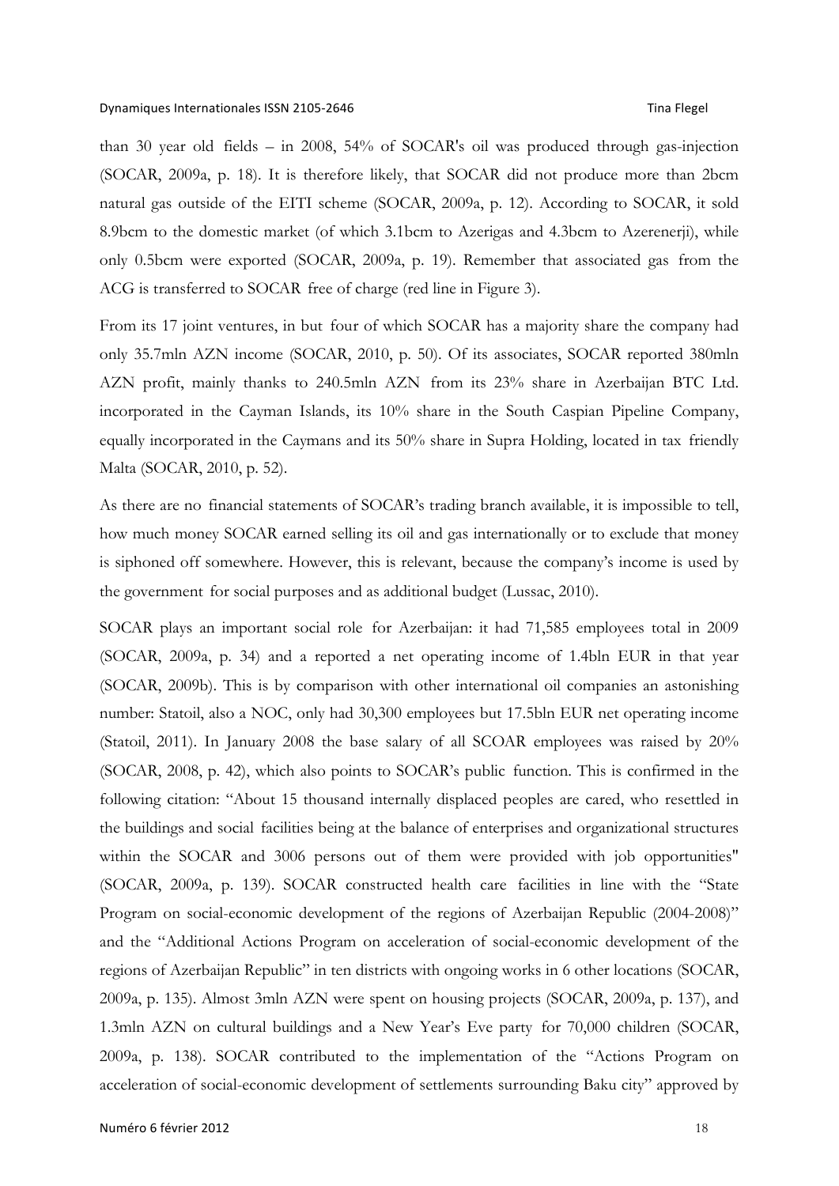than 30 year old fields – in 2008, 54% of SOCAR's oil was produced through gas-injection (SOCAR, 2009a, p. 18). It is therefore likely, that SOCAR did not produce more than 2bcm natural gas outside of the EITI scheme (SOCAR, 2009a, p. 12). According to SOCAR, it sold 8.9bcm to the domestic market (of which 3.1bcm to Azerigas and 4.3bcm to Azerenerji), while only 0.5bcm were exported (SOCAR, 2009a, p. 19). Remember that associated gas from the ACG is transferred to SOCAR free of charge (red line in Figure 3).

From its 17 joint ventures, in but four of which SOCAR has a majority share the company had only 35.7mln AZN income (SOCAR, 2010, p. 50). Of its associates, SOCAR reported 380mln AZN profit, mainly thanks to 240.5mln AZN from its 23% share in Azerbaijan BTC Ltd. incorporated in the Cayman Islands, its 10% share in the South Caspian Pipeline Company, equally incorporated in the Caymans and its 50% share in Supra Holding, located in tax friendly Malta (SOCAR, 2010, p. 52).

As there are no financial statements of SOCAR's trading branch available, it is impossible to tell, how much money SOCAR earned selling its oil and gas internationally or to exclude that money is siphoned off somewhere. However, this is relevant, because the company's income is used by the government for social purposes and as additional budget (Lussac, 2010).

SOCAR plays an important social role for Azerbaijan: it had 71,585 employees total in 2009 (SOCAR, 2009a, p. 34) and a reported a net operating income of 1.4bln EUR in that year (SOCAR, 2009b). This is by comparison with other international oil companies an astonishing number: Statoil, also a NOC, only had 30,300 employees but 17.5bln EUR net operating income (Statoil, 2011). In January 2008 the base salary of all SCOAR employees was raised by 20% (SOCAR, 2008, p. 42), which also points to SOCAR's public function. This is confirmed in the following citation: "About 15 thousand internally displaced peoples are cared, who resettled in the buildings and social facilities being at the balance of enterprises and organizational structures within the SOCAR and 3006 persons out of them were provided with job opportunities" (SOCAR, 2009a, p. 139). SOCAR constructed health care facilities in line with the "State Program on social-economic development of the regions of Azerbaijan Republic (2004-2008)" and the "Additional Actions Program on acceleration of social-economic development of the regions of Azerbaijan Republic" in ten districts with ongoing works in 6 other locations (SOCAR, 2009a, p. 135). Almost 3mln AZN were spent on housing projects (SOCAR, 2009a, p. 137), and 1.3mln AZN on cultural buildings and a New Year's Eve party for 70,000 children (SOCAR, 2009a, p. 138). SOCAR contributed to the implementation of the "Actions Program on acceleration of social-economic development of settlements surrounding Baku city" approved by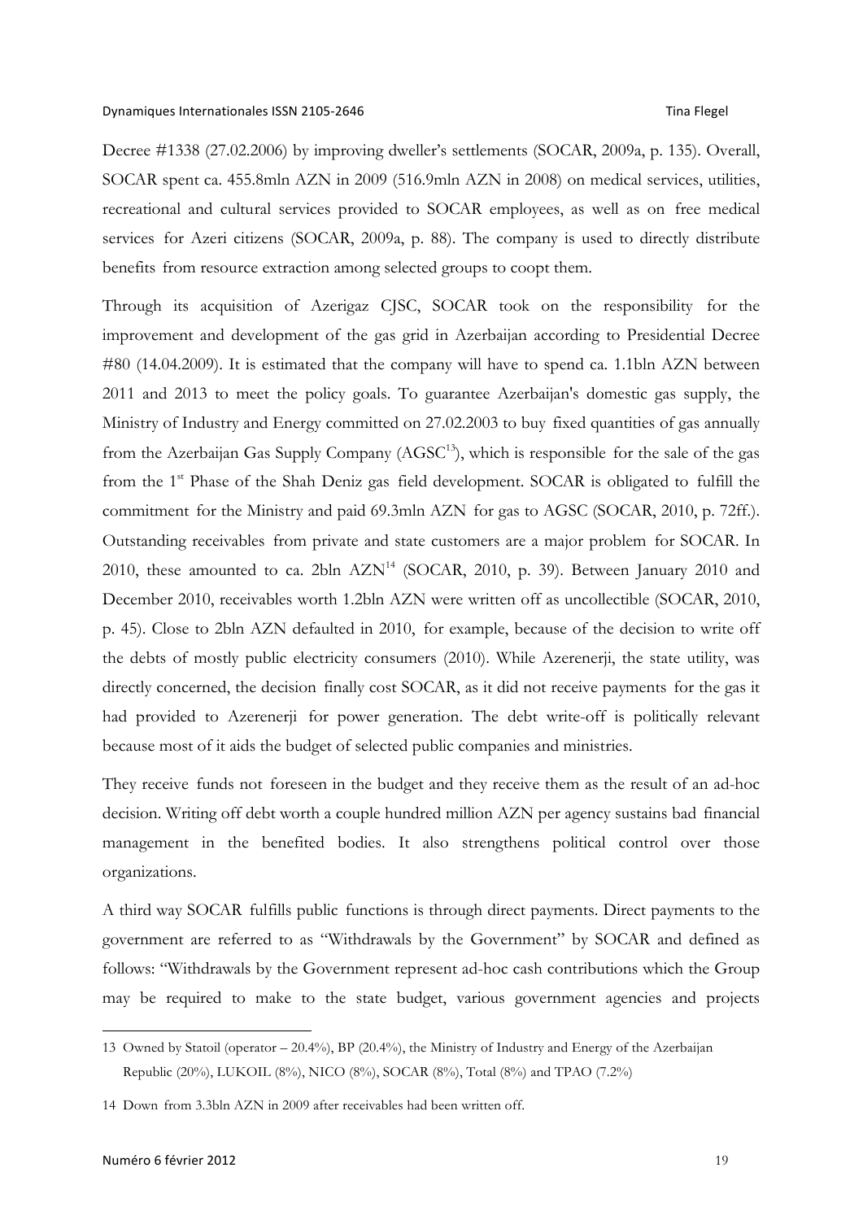Decree #1338 (27.02.2006) by improving dweller's settlements (SOCAR, 2009a, p. 135). Overall, SOCAR spent ca. 455.8mln AZN in 2009 (516.9mln AZN in 2008) on medical services, utilities, recreational and cultural services provided to SOCAR employees, as well as on free medical services for Azeri citizens (SOCAR, 2009a, p. 88). The company is used to directly distribute benefits from resource extraction among selected groups to coopt them.

Through its acquisition of Azerigaz CJSC, SOCAR took on the responsibility for the improvement and development of the gas grid in Azerbaijan according to Presidential Decree #80 (14.04.2009). It is estimated that the company will have to spend ca. 1.1bln AZN between 2011 and 2013 to meet the policy goals. To guarantee Azerbaijan's domestic gas supply, the Ministry of Industry and Energy committed on 27.02.2003 to buy fixed quantities of gas annually from the Azerbaijan Gas Supply Company (AGSC[13]), which is responsible for the sale of the gas from the 1st Phase of the Shah Deniz gas field development. SOCAR is obligated to fulfill the commitment for the Ministry and paid 69.3mln AZN for gas to AGSC (SOCAR, 2010, p. 72ff.). Outstanding receivables from private and state customers are a major problem for SOCAR. In 2010, these amounted to ca. 2bln AZN[14] (SOCAR, 2010, p. 39). Between January 2010 and December 2010, receivables worth 1.2bln AZN were written off as uncollectible (SOCAR, 2010, p. 45). Close to 2bln AZN defaulted in 2010, for example, because of the decision to write off the debts of mostly public electricity consumers (2010). While Azerenerji, the state utility, was directly concerned, the decision finally cost SOCAR, as it did not receive payments for the gas it had provided to Azerenerji for power generation. The debt write-off is politically relevant because most of it aids the budget of selected public companies and ministries.

They receive funds not foreseen in the budget and they receive them as the result of an ad-hoc decision. Writing off debt worth a couple hundred million AZN per agency sustains bad financial management in the benefited bodies. It also strengthens political control over those organizations.

A third way SOCAR fulfills public functions is through direct payments. Direct payments to the government are referred to as "Withdrawals by the Government" by SOCAR and defined as follows: "Withdrawals by the Government represent ad-hoc cash contributions which the Group may be required to make to the state budget, various government agencies and projects

---

13 Owned by Statoil (operator – 20.4%), BP (20.4%), the Ministry of Industry and Energy of the Azerbaijan Republic (20%), LUKOIL (8%), NICO (8%), SOCAR (8%), Total (8%) and TPAO (7.2%)

14 Down from 3.3bln AZN in 2009 after receivables had been written off.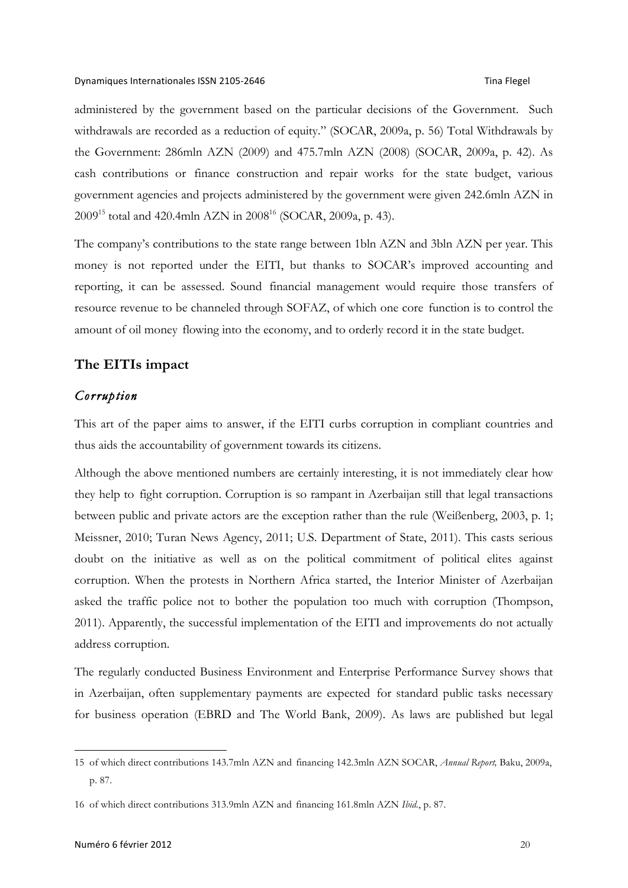administered by the government based on the particular decisions of the Government. Such withdrawals are recorded as a reduction of equity." (SOCAR, 2009a, p. 56) Total Withdrawals by the Government: 286mln AZN (2009) and 475.7mln AZN (2008) (SOCAR, 2009a, p. 42). As cash contributions or finance construction and repair works for the state budget, various government agencies and projects administered by the government were given 242.6mln AZN in 2009[15] total and 420.4mln AZN in 2008[16] (SOCAR, 2009a, p. 43).

The company's contributions to the state range between 1bln AZN and 3bln AZN per year. This money is not reported under the EITI, but thanks to SOCAR's improved accounting and reporting, it can be assessed. Sound financial management would require those transfers of resource revenue to be channeled through SOFAZ, of which one core function is to control the amount of oil money flowing into the economy, and to orderly record it in the state budget.

## The EITIs impact

### *Corruption*

This art of the paper aims to answer, if the EITI curbs corruption in compliant countries and thus aids the accountability of government towards its citizens.

Although the above mentioned numbers are certainly interesting, it is not immediately clear how they help to fight corruption. Corruption is so rampant in Azerbaijan still that legal transactions between public and private actors are the exception rather than the rule (Weißenberg, 2003, p. 1; Meissner, 2010; Turan News Agency, 2011; U.S. Department of State, 2011). This casts serious doubt on the initiative as well as on the political commitment of political elites against corruption. When the protests in Northern Africa started, the Interior Minister of Azerbaijan asked the traffic police not to bother the population too much with corruption (Thompson, 2011). Apparently, the successful implementation of the EITI and improvements do not actually address corruption.

The regularly conducted Business Environment and Enterprise Performance Survey shows that in Azerbaijan, often supplementary payments are expected for standard public tasks necessary for business operation (EBRD and The World Bank, 2009). As laws are published but legal

---

15 of which direct contributions 143.7mln AZN and financing 142.3mln AZN SOCAR, *Annual Report,* Baku, 2009a, p. 87.

16 of which direct contributions 313.9mln AZN and financing 161.8mln AZN *Ibid.*, p. 87.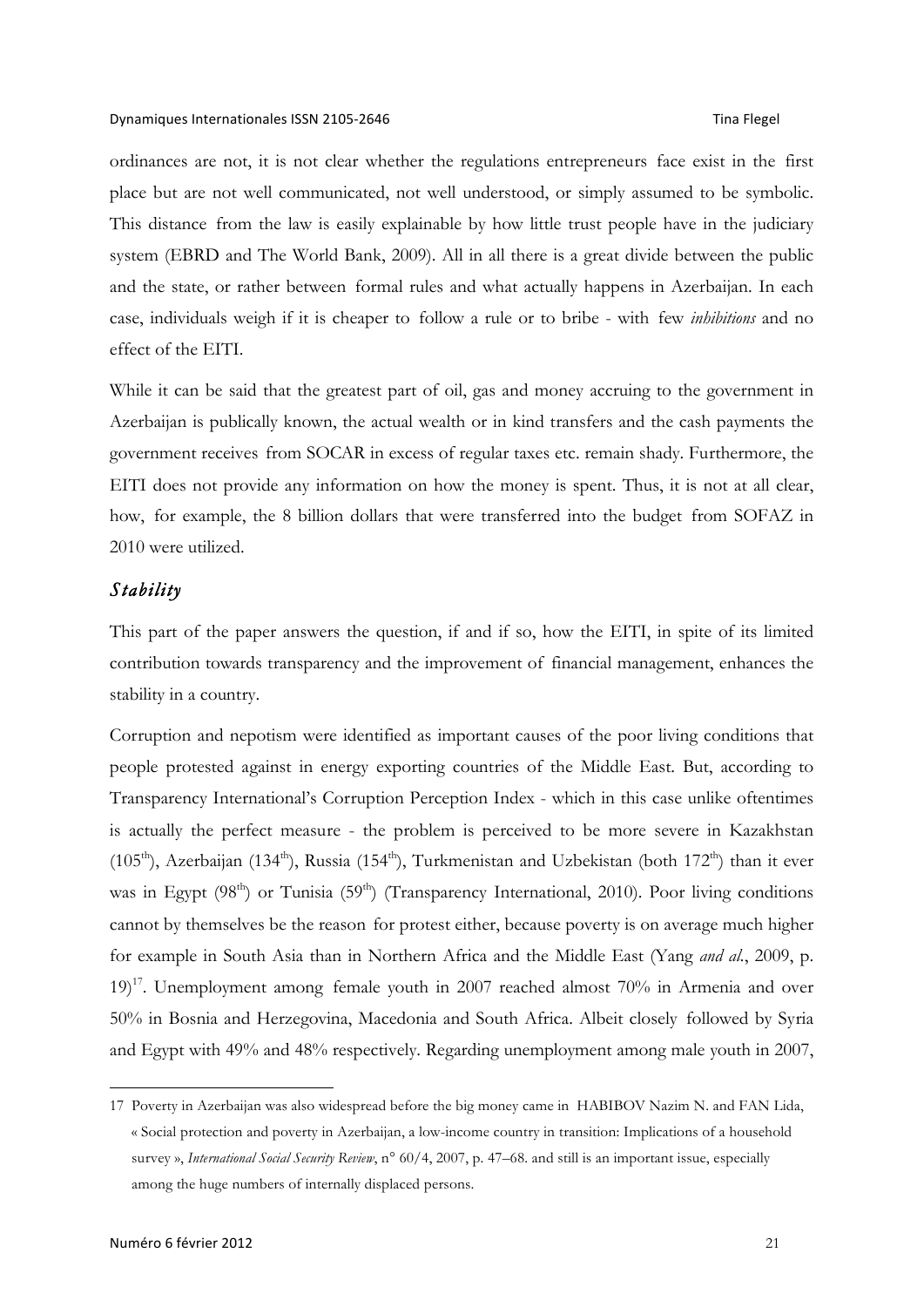ordinances are not, it is not clear whether the regulations entrepreneurs face exist in the first place but are not well communicated, not well understood, or simply assumed to be symbolic. This distance from the law is easily explainable by how little trust people have in the judiciary system (EBRD and The World Bank, 2009). All in all there is a great divide between the public and the state, or rather between formal rules and what actually happens in Azerbaijan. In each case, individuals weigh if it is cheaper to follow a rule or to bribe - with few *inhibitions* and no effect of the EITI.

While it can be said that the greatest part of oil, gas and money accruing to the government in Azerbaijan is publically known, the actual wealth or in kind transfers and the cash payments the government receives from SOCAR in excess of regular taxes etc. remain shady. Furthermore, the EITI does not provide any information on how the money is spent. Thus, it is not at all clear, how, for example, the 8 billion dollars that were transferred into the budget from SOFAZ in 2010 were utilized.

### *Stability*

This part of the paper answers the question, if and if so, how the EITI, in spite of its limited contribution towards transparency and the improvement of financial management, enhances the stability in a country.

Corruption and nepotism were identified as important causes of the poor living conditions that people protested against in energy exporting countries of the Middle East. But, according to Transparency International's Corruption Perception Index - which in this case unlike oftentimes is actually the perfect measure - the problem is perceived to be more severe in Kazakhstan (105th), Azerbaijan (134th), Russia (154th), Turkmenistan and Uzbekistan (both 172th) than it ever was in Egypt (98th) or Tunisia (59th) (Transparency International, 2010). Poor living conditions cannot by themselves be the reason for protest either, because poverty is on average much higher for example in South Asia than in Northern Africa and the Middle East (Yang *and al.*, 2009, p. 19)[17]. Unemployment among female youth in 2007 reached almost 70% in Armenia and over 50% in Bosnia and Herzegovina, Macedonia and South Africa. Albeit closely followed by Syria and Egypt with 49% and 48% respectively. Regarding unemployment among male youth in 2007,

---

17 Poverty in Azerbaijan was also widespread before the big money came in HABIBOV Nazim N. and FAN Lida, « Social protection and poverty in Azerbaijan, a low-income country in transition: Implications of a household survey », *International Social Security Review*, n° 60/4, 2007, p. 47–68. and still is an important issue, especially among the huge numbers of internally displaced persons.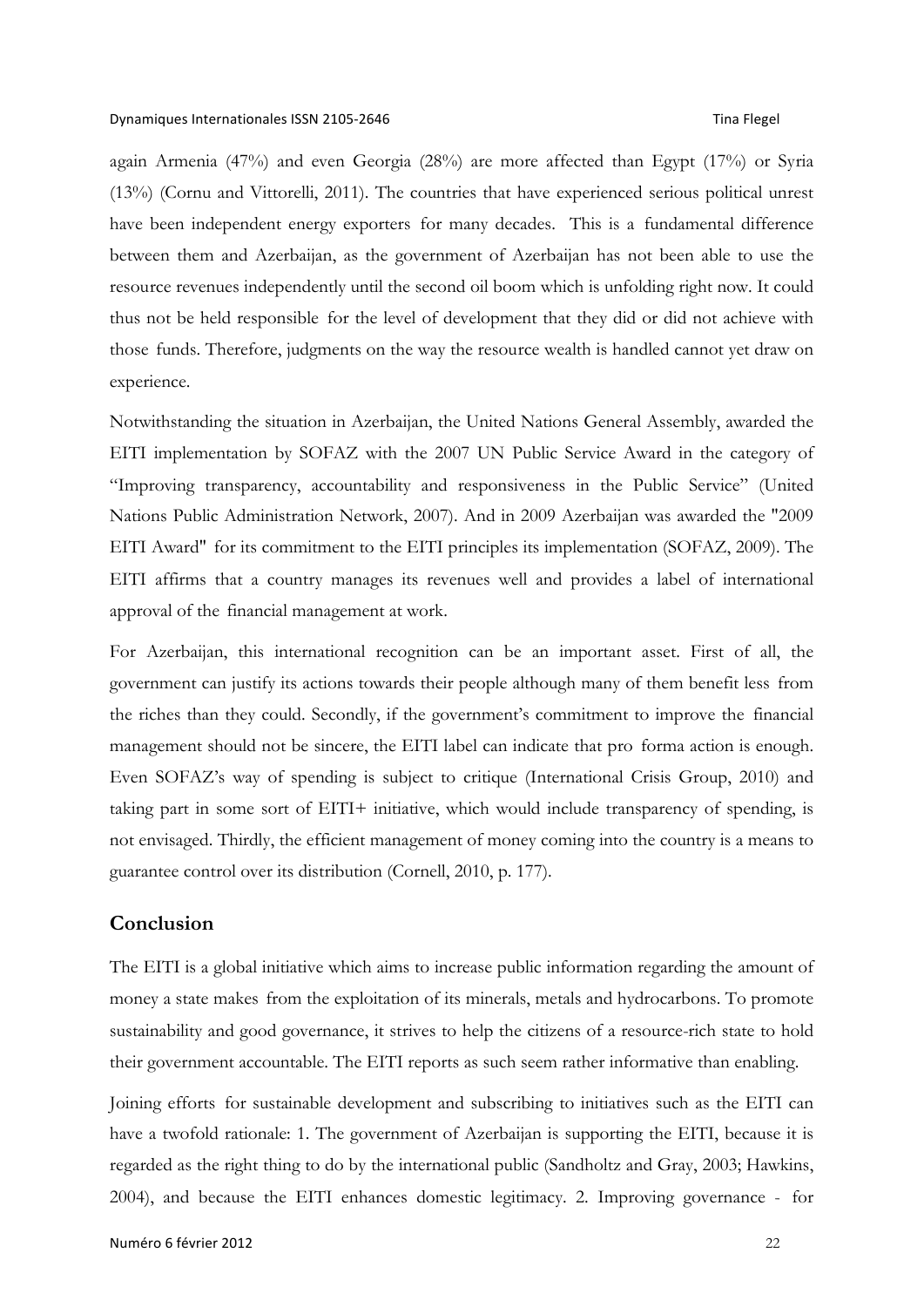again Armenia (47%) and even Georgia (28%) are more affected than Egypt (17%) or Syria (13%) (Cornu and Vittorelli, 2011). The countries that have experienced serious political unrest have been independent energy exporters for many decades. This is a fundamental difference between them and Azerbaijan, as the government of Azerbaijan has not been able to use the resource revenues independently until the second oil boom which is unfolding right now. It could thus not be held responsible for the level of development that they did or did not achieve with those funds. Therefore, judgments on the way the resource wealth is handled cannot yet draw on experience.

Notwithstanding the situation in Azerbaijan, the United Nations General Assembly, awarded the EITI implementation by SOFAZ with the 2007 UN Public Service Award in the category of "Improving transparency, accountability and responsiveness in the Public Service" (United Nations Public Administration Network, 2007). And in 2009 Azerbaijan was awarded the "2009 EITI Award" for its commitment to the EITI principles its implementation (SOFAZ, 2009). The EITI affirms that a country manages its revenues well and provides a label of international approval of the financial management at work.

For Azerbaijan, this international recognition can be an important asset. First of all, the government can justify its actions towards their people although many of them benefit less from the riches than they could. Secondly, if the government's commitment to improve the financial management should not be sincere, the EITI label can indicate that pro forma action is enough. Even SOFAZ's way of spending is subject to critique (International Crisis Group, 2010) and taking part in some sort of EITI+ initiative, which would include transparency of spending, is not envisaged. Thirdly, the efficient management of money coming into the country is a means to guarantee control over its distribution (Cornell, 2010, p. 177).

## Conclusion

The EITI is a global initiative which aims to increase public information regarding the amount of money a state makes from the exploitation of its minerals, metals and hydrocarbons. To promote sustainability and good governance, it strives to help the citizens of a resource-rich state to hold their government accountable. The EITI reports as such seem rather informative than enabling.

Joining efforts for sustainable development and subscribing to initiatives such as the EITI can have a twofold rationale: 1. The government of Azerbaijan is supporting the EITI, because it is regarded as the right thing to do by the international public (Sandholtz and Gray, 2003; Hawkins, 2004), and because the EITI enhances domestic legitimacy. 2. Improving governance - for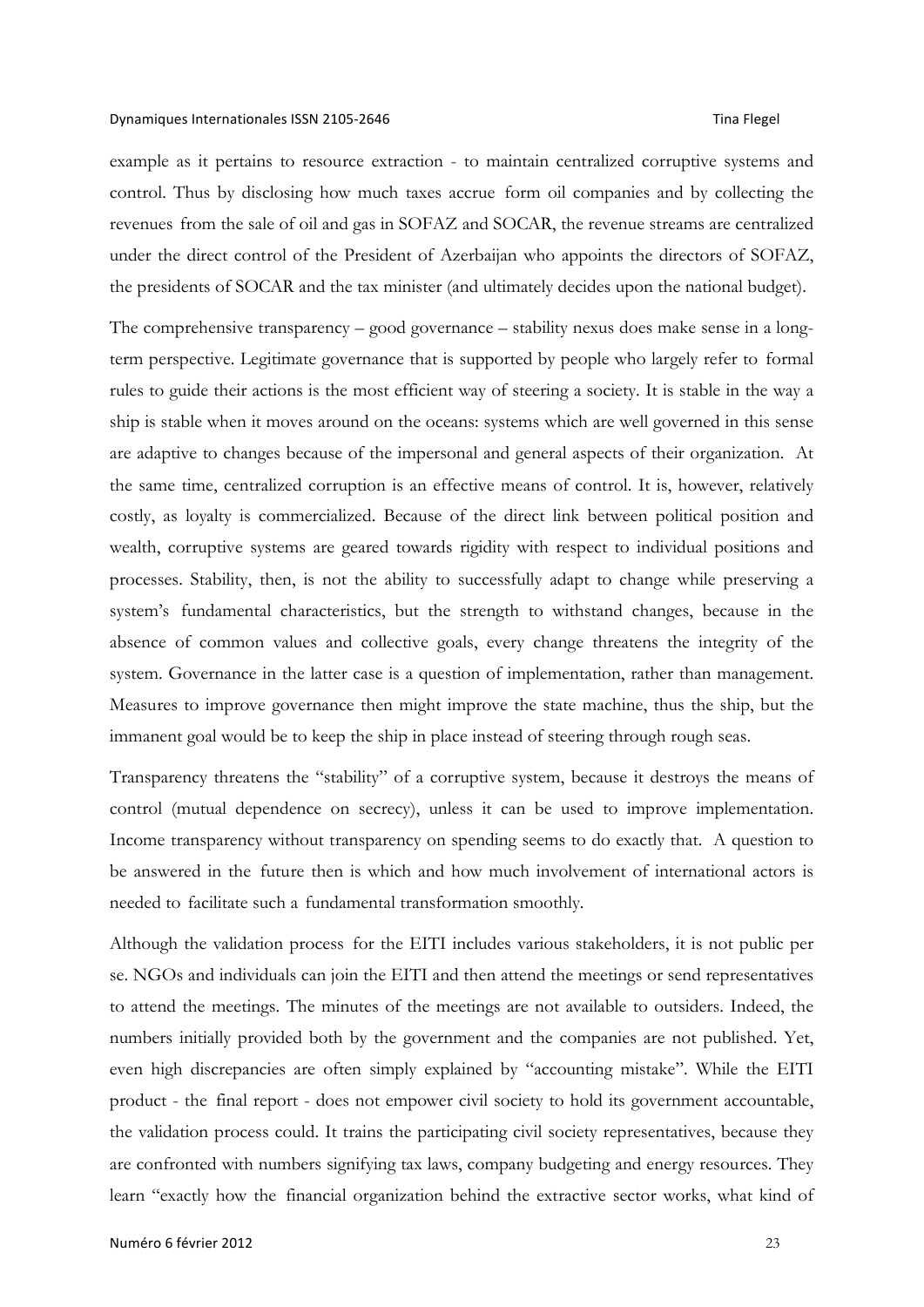example as it pertains to resource extraction - to maintain centralized corruptive systems and control. Thus by disclosing how much taxes accrue form oil companies and by collecting the revenues from the sale of oil and gas in SOFAZ and SOCAR, the revenue streams are centralized under the direct control of the President of Azerbaijan who appoints the directors of SOFAZ, the presidents of SOCAR and the tax minister (and ultimately decides upon the national budget).

The comprehensive transparency – good governance – stability nexus does make sense in a long-term perspective. Legitimate governance that is supported by people who largely refer to formal rules to guide their actions is the most efficient way of steering a society. It is stable in the way a ship is stable when it moves around on the oceans: systems which are well governed in this sense are adaptive to changes because of the impersonal and general aspects of their organization. At the same time, centralized corruption is an effective means of control. It is, however, relatively costly, as loyalty is commercialized. Because of the direct link between political position and wealth, corruptive systems are geared towards rigidity with respect to individual positions and processes. Stability, then, is not the ability to successfully adapt to change while preserving a system's fundamental characteristics, but the strength to withstand changes, because in the absence of common values and collective goals, every change threatens the integrity of the system. Governance in the latter case is a question of implementation, rather than management. Measures to improve governance then might improve the state machine, thus the ship, but the immanent goal would be to keep the ship in place instead of steering through rough seas.

Transparency threatens the "stability" of a corruptive system, because it destroys the means of control (mutual dependence on secrecy), unless it can be used to improve implementation. Income transparency without transparency on spending seems to do exactly that. A question to be answered in the future then is which and how much involvement of international actors is needed to facilitate such a fundamental transformation smoothly.

Although the validation process for the EITI includes various stakeholders, it is not public per se. NGOs and individuals can join the EITI and then attend the meetings or send representatives to attend the meetings. The minutes of the meetings are not available to outsiders. Indeed, the numbers initially provided both by the government and the companies are not published. Yet, even high discrepancies are often simply explained by "accounting mistake". While the EITI product - the final report - does not empower civil society to hold its government accountable, the validation process could. It trains the participating civil society representatives, because they are confronted with numbers signifying tax laws, company budgeting and energy resources. They learn "exactly how the financial organization behind the extractive sector works, what kind of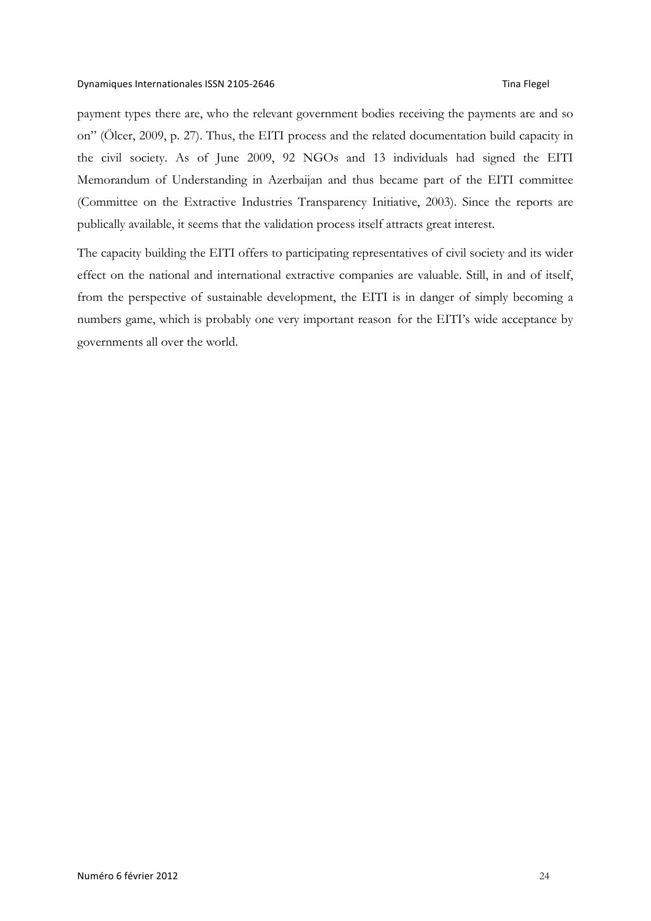payment types there are, who the relevant government bodies receiving the payments are and so on" (Ölcer, 2009, p. 27). Thus, the EITI process and the related documentation build capacity in the civil society. As of June 2009, 92 NGOs and 13 individuals had signed the EITI Memorandum of Understanding in Azerbaijan and thus became part of the EITI committee (Committee on the Extractive Industries Transparency Initiative, 2003). Since the reports are publically available, it seems that the validation process itself attracts great interest.

The capacity building the EITI offers to participating representatives of civil society and its wider effect on the national and international extractive companies are valuable. Still, in and of itself, from the perspective of sustainable development, the EITI is in danger of simply becoming a numbers game, which is probably one very important reason for the EITI's wide acceptance by governments all over the world.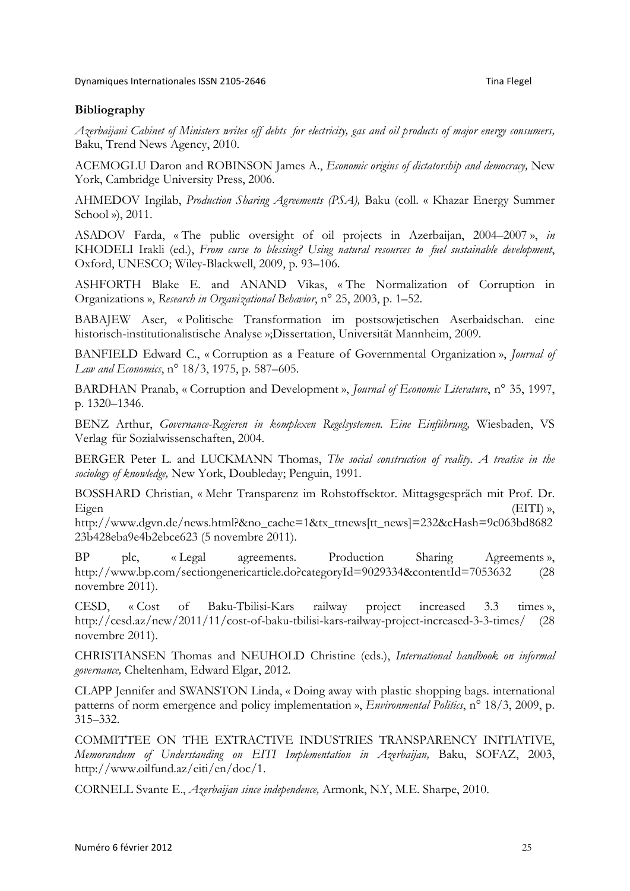**Bibliography**

*Azerbaijani Cabinet of Ministers writes off debts for electricity, gas and oil products of major energy consumers,* Baku, Trend News Agency, 2010.

ACEMOGLU Daron and ROBINSON James A., *Economic origins of dictatorship and democracy,* New York, Cambridge University Press, 2006.

AHMEDOV Ingilab, *Production Sharing Agreements (PSA),* Baku (coll. « Khazar Energy Summer School »), 2011.

ASADOV Farda, « The public oversight of oil projects in Azerbaijan, 2004–2007 », *in* KHODELI Irakli (ed.), *From curse to blessing? Using natural resources to fuel sustainable development*, Oxford, UNESCO; Wiley-Blackwell, 2009, p. 93–106.

ASHFORTH Blake E. and ANAND Vikas, « The Normalization of Corruption in Organizations », *Research in Organizational Behavior*, n° 25, 2003, p. 1–52.

BABAJEW Aser, « Politische Transformation im postsowjetischen Aserbaidschan. eine historisch-institutionalistische Analyse »;Dissertation, Universität Mannheim, 2009.

BANFIELD Edward C., « Corruption as a Feature of Governmental Organization », *Journal of Law and Economics*, n° 18/3, 1975, p. 587–605.

BARDHAN Pranab, « Corruption and Development », *Journal of Economic Literature*, n° 35, 1997, p. 1320–1346.

BENZ Arthur, *Governance-Regieren in komplexen Regelsystemen. Eine Einführung,* Wiesbaden, VS Verlag für Sozialwissenschaften, 2004.

BERGER Peter L. and LUCKMANN Thomas, *The social construction of reality. A treatise in the sociology of knowledge,* New York, Doubleday; Penguin, 1991.

BOSSHARD Christian, « Mehr Transparenz im Rohstoffsektor. Mittagsgespräch mit Prof. Dr. Eigen (EITI) », http://www.dgvn.de/news.html?&no_cache=1&tx_ttnews[tt_news]=232&cHash=9c063bd868223b428eba9e4b2ebce623 (5 novembre 2011).

BP plc, « Legal agreements. Production Sharing Agreements », http://www.bp.com/sectiongenericarticle.do?categoryId=9029334&contentId=7053632 (28 novembre 2011).

CESD, « Cost of Baku-Tbilisi-Kars railway project increased 3.3 times », http://cesd.az/new/2011/11/cost-of-baku-tbilisi-kars-railway-project-increased-3-3-times/ (28 novembre 2011).

CHRISTIANSEN Thomas and NEUHOLD Christine (eds.), *International handbook on informal governance,* Cheltenham, Edward Elgar, 2012.

CLAPP Jennifer and SWANSTON Linda, « Doing away with plastic shopping bags. international patterns of norm emergence and policy implementation », *Environmental Politics*, n° 18/3, 2009, p. 315–332.

COMMITTEE ON THE EXTRACTIVE INDUSTRIES TRANSPARENCY INITIATIVE, *Memorandum of Understanding on EITI Implementation in Azerbaijan,* Baku, SOFAZ, 2003, http://www.oilfund.az/eiti/en/doc/1.

CORNELL Svante E., *Azerbaijan since independence,* Armonk, N.Y, M.E. Sharpe, 2010.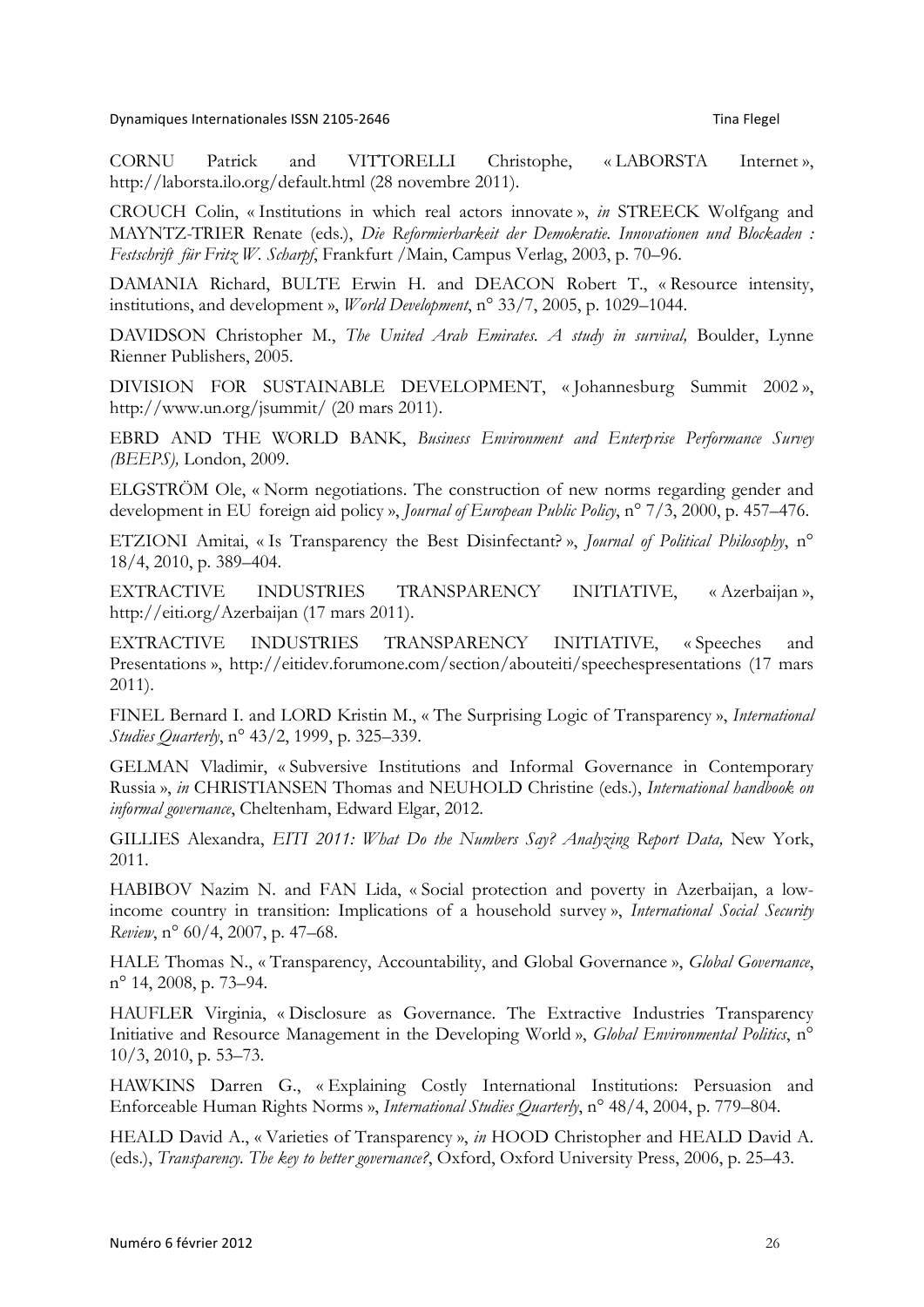CORNU Patrick and VITTORELLI Christophe, « LABORSTA Internet », http://laborsta.ilo.org/default.html (28 novembre 2011).

CROUCH Colin, « Institutions in which real actors innovate », *in* STREECK Wolfgang and MAYNTZ-TRIER Renate (eds.), *Die Reformierbarkeit der Demokratie. Innovationen und Blockaden : Festschrift für Fritz W. Scharpf*, Frankfurt /Main, Campus Verlag, 2003, p. 70–96.

DAMANIA Richard, BULTE Erwin H. and DEACON Robert T., « Resource intensity, institutions, and development », *World Development*, n° 33/7, 2005, p. 1029–1044.

DAVIDSON Christopher M., *The United Arab Emirates. A study in survival,* Boulder, Lynne Rienner Publishers, 2005.

DIVISION FOR SUSTAINABLE DEVELOPMENT, « Johannesburg Summit 2002 », http://www.un.org/jsummit/ (20 mars 2011).

EBRD AND THE WORLD BANK, *Business Environment and Enterprise Performance Survey (BEEPS),* London, 2009.

ELGSTRÖM Ole, « Norm negotiations. The construction of new norms regarding gender and development in EU foreign aid policy », *Journal of European Public Policy*, n° 7/3, 2000, p. 457–476.

ETZIONI Amitai, « Is Transparency the Best Disinfectant? », *Journal of Political Philosophy*, n° 18/4, 2010, p. 389–404.

EXTRACTIVE INDUSTRIES TRANSPARENCY INITIATIVE, « Azerbaijan », http://eiti.org/Azerbaijan (17 mars 2011).

EXTRACTIVE INDUSTRIES TRANSPARENCY INITIATIVE, « Speeches and Presentations », http://eitidev.forumone.com/section/abouteiti/speechespresentations (17 mars 2011).

FINEL Bernard I. and LORD Kristin M., « The Surprising Logic of Transparency », *International Studies Quarterly*, n° 43/2, 1999, p. 325–339.

GELMAN Vladimir, « Subversive Institutions and Informal Governance in Contemporary Russia », *in* CHRISTIANSEN Thomas and NEUHOLD Christine (eds.), *International handbook on informal governance*, Cheltenham, Edward Elgar, 2012.

GILLIES Alexandra, *EITI 2011: What Do the Numbers Say? Analyzing Report Data,* New York, 2011.

HABIBOV Nazim N. and FAN Lida, « Social protection and poverty in Azerbaijan, a low-income country in transition: Implications of a household survey », *International Social Security Review*, n° 60/4, 2007, p. 47–68.

HALE Thomas N., « Transparency, Accountability, and Global Governance », *Global Governance*, n° 14, 2008, p. 73–94.

HAUFLER Virginia, « Disclosure as Governance. The Extractive Industries Transparency Initiative and Resource Management in the Developing World », *Global Environmental Politics*, n° 10/3, 2010, p. 53–73.

HAWKINS Darren G., « Explaining Costly International Institutions: Persuasion and Enforceable Human Rights Norms », *International Studies Quarterly*, n° 48/4, 2004, p. 779–804.

HEALD David A., « Varieties of Transparency », *in* HOOD Christopher and HEALD David A. (eds.), *Transparency. The key to better governance?*, Oxford, Oxford University Press, 2006, p. 25–43.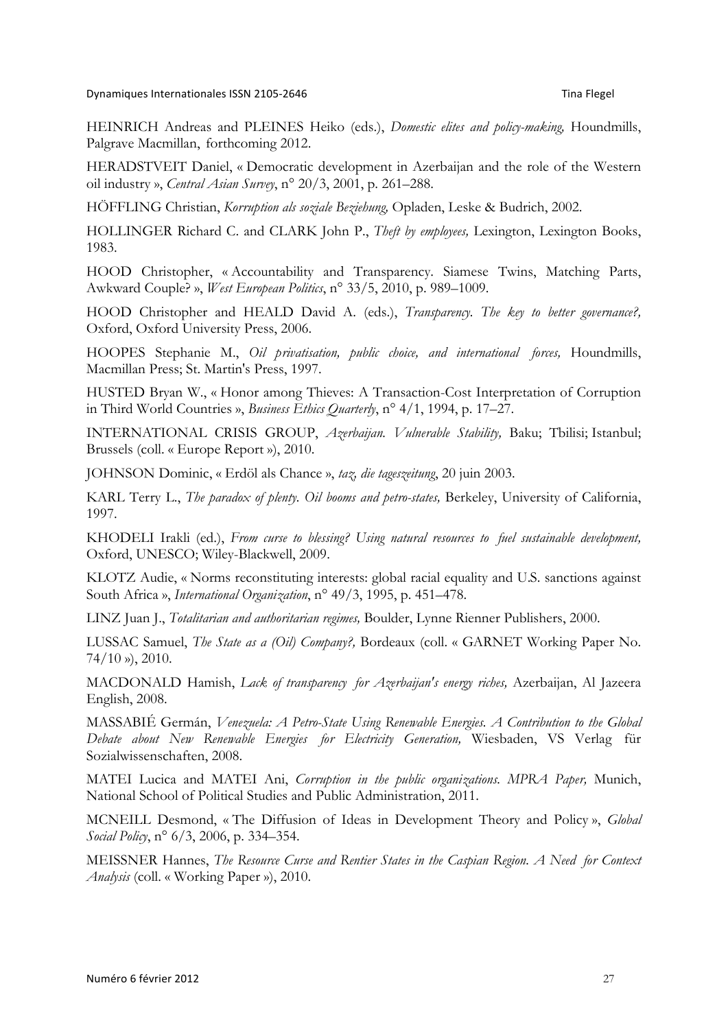HEINRICH Andreas and PLEINES Heiko (eds.), *Domestic elites and policy-making,* Houndmills, Palgrave Macmillan, forthcoming 2012.

HERADSTVEIT Daniel, « Democratic development in Azerbaijan and the role of the Western oil industry », *Central Asian Survey*, n° 20/3, 2001, p. 261–288.

HÖFFLING Christian, *Korruption als soziale Beziehung,* Opladen, Leske & Budrich, 2002.

HOLLINGER Richard C. and CLARK John P., *Theft by employees,* Lexington, Lexington Books, 1983.

HOOD Christopher, « Accountability and Transparency. Siamese Twins, Matching Parts, Awkward Couple? », *West European Politics*, n° 33/5, 2010, p. 989–1009.

HOOD Christopher and HEALD David A. (eds.), *Transparency. The key to better governance?,* Oxford, Oxford University Press, 2006.

HOOPES Stephanie M., *Oil privatisation, public choice, and international forces,* Houndmills, Macmillan Press; St. Martin's Press, 1997.

HUSTED Bryan W., « Honor among Thieves: A Transaction-Cost Interpretation of Corruption in Third World Countries », *Business Ethics Quarterly*, n° 4/1, 1994, p. 17–27.

INTERNATIONAL CRISIS GROUP, *Azerbaijan. Vulnerable Stability,* Baku; Tbilisi; Istanbul; Brussels (coll. « Europe Report »), 2010.

JOHNSON Dominic, « Erdöl als Chance », *taz, die tageszeitung*, 20 juin 2003.

KARL Terry L., *The paradox of plenty. Oil booms and petro-states,* Berkeley, University of California, 1997.

KHODELI Irakli (ed.), *From curse to blessing? Using natural resources to fuel sustainable development,* Oxford, UNESCO; Wiley-Blackwell, 2009.

KLOTZ Audie, « Norms reconstituting interests: global racial equality and U.S. sanctions against South Africa », *International Organization*, n° 49/3, 1995, p. 451–478.

LINZ Juan J., *Totalitarian and authoritarian regimes,* Boulder, Lynne Rienner Publishers, 2000.

LUSSAC Samuel, *The State as a (Oil) Company?,* Bordeaux (coll. « GARNET Working Paper No. 74/10 »), 2010.

MACDONALD Hamish, *Lack of transparency for Azerbaijan's energy riches,* Azerbaijan, Al Jazeera English, 2008.

MASSABIÉ Germán, *Venezuela: A Petro-State Using Renewable Energies. A Contribution to the Global Debate about New Renewable Energies for Electricity Generation,* Wiesbaden, VS Verlag für Sozialwissenschaften, 2008.

MATEI Lucica and MATEI Ani, *Corruption in the public organizations. MPRA Paper,* Munich, National School of Political Studies and Public Administration, 2011.

MCNEILL Desmond, « The Diffusion of Ideas in Development Theory and Policy », *Global Social Policy*, n° 6/3, 2006, p. 334–354.

MEISSNER Hannes, *The Resource Curse and Rentier States in the Caspian Region. A Need for Context Analysis* (coll. « Working Paper »), 2010.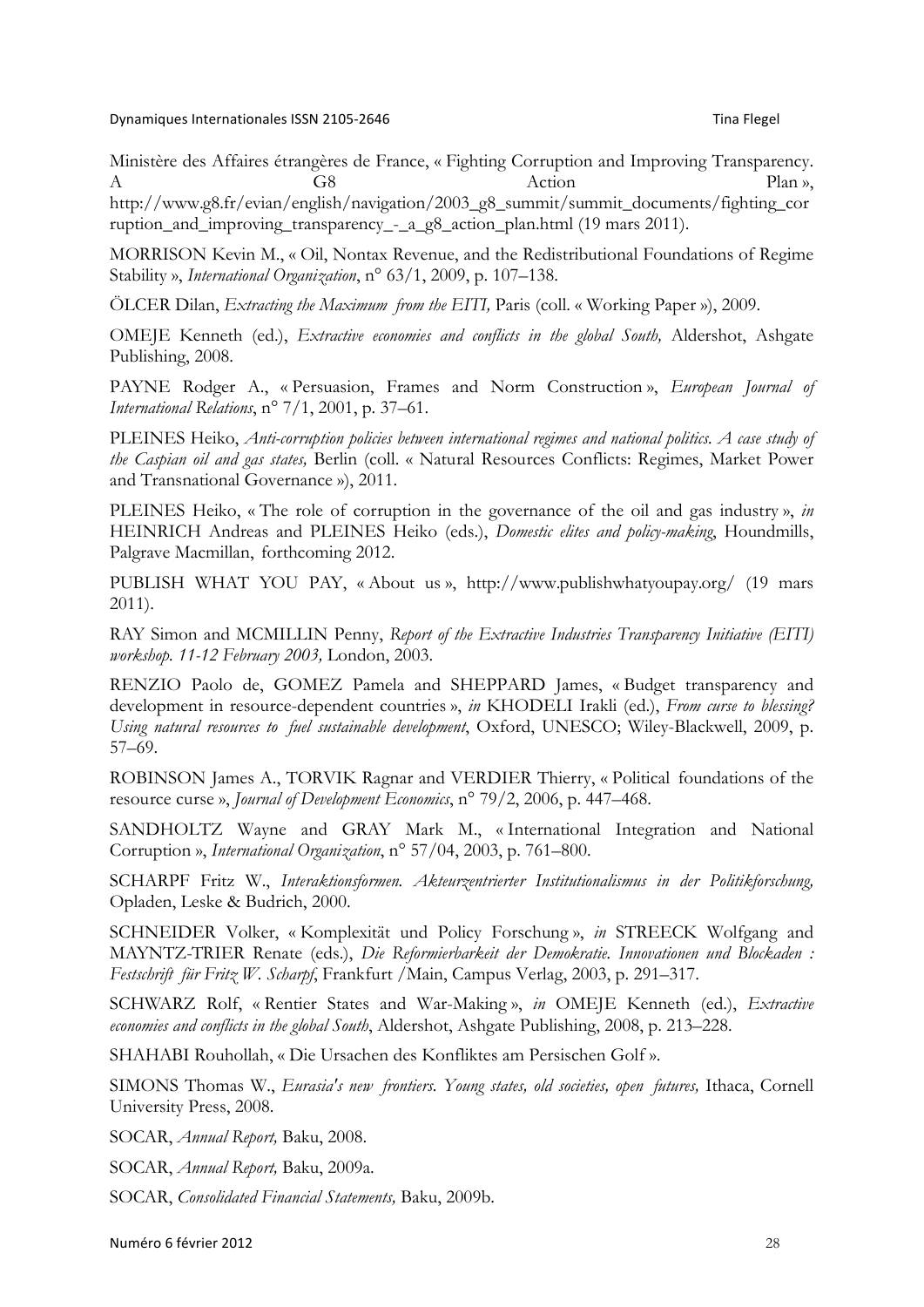Ministère des Affaires étrangères de France, « Fighting Corruption and Improving Transparency. A G8 Action Plan », http://www.g8.fr/evian/english/navigation/2003_g8_summit/summit_documents/fighting_corruption_and_improving_transparency_-_a_g8_action_plan.html (19 mars 2011).

MORRISON Kevin M., « Oil, Nontax Revenue, and the Redistributional Foundations of Regime Stability », *International Organization*, n° 63/1, 2009, p. 107–138.

ÖLCER Dilan, *Extracting the Maximum from the EITI,* Paris (coll. « Working Paper »), 2009.

OMEJE Kenneth (ed.), *Extractive economies and conflicts in the global South,* Aldershot, Ashgate Publishing, 2008.

PAYNE Rodger A., « Persuasion, Frames and Norm Construction », *European Journal of International Relations*, n° 7/1, 2001, p. 37–61.

PLEINES Heiko, *Anti-corruption policies between international regimes and national politics. A case study of the Caspian oil and gas states,* Berlin (coll. « Natural Resources Conflicts: Regimes, Market Power and Transnational Governance »), 2011.

PLEINES Heiko, « The role of corruption in the governance of the oil and gas industry », *in* HEINRICH Andreas and PLEINES Heiko (eds.), *Domestic elites and policy-making*, Houndmills, Palgrave Macmillan, forthcoming 2012.

PUBLISH WHAT YOU PAY, « About us », http://www.publishwhatyoupay.org/ (19 mars 2011).

RAY Simon and MCMILLIN Penny, *Report of the Extractive Industries Transparency Initiative (EITI) workshop. 11-12 February 2003,* London, 2003.

RENZIO Paolo de, GOMEZ Pamela and SHEPPARD James, « Budget transparency and development in resource-dependent countries », *in* KHODELI Irakli (ed.), *From curse to blessing? Using natural resources to fuel sustainable development*, Oxford, UNESCO; Wiley-Blackwell, 2009, p. 57–69.

ROBINSON James A., TORVIK Ragnar and VERDIER Thierry, « Political foundations of the resource curse », *Journal of Development Economics*, n° 79/2, 2006, p. 447–468.

SANDHOLTZ Wayne and GRAY Mark M., « International Integration and National Corruption », *International Organization*, n° 57/04, 2003, p. 761–800.

SCHARPF Fritz W., *Interaktionsformen. Akteurzentrierter Institutionalismus in der Politikforschung,* Opladen, Leske & Budrich, 2000.

SCHNEIDER Volker, « Komplexität und Policy Forschung », *in* STREECK Wolfgang and MAYNTZ-TRIER Renate (eds.), *Die Reformierbarkeit der Demokratie. Innovationen und Blockaden : Festschrift für Fritz W. Scharpf*, Frankfurt /Main, Campus Verlag, 2003, p. 291–317.

SCHWARZ Rolf, « Rentier States and War-Making », *in* OMEJE Kenneth (ed.), *Extractive economies and conflicts in the global South*, Aldershot, Ashgate Publishing, 2008, p. 213–228.

SHAHABI Rouhollah, « Die Ursachen des Konfliktes am Persischen Golf ».

SIMONS Thomas W., *Eurasia's new frontiers. Young states, old societies, open futures,* Ithaca, Cornell University Press, 2008.

SOCAR, *Annual Report,* Baku, 2008.

SOCAR, *Annual Report,* Baku, 2009a.

SOCAR, *Consolidated Financial Statements,* Baku, 2009b.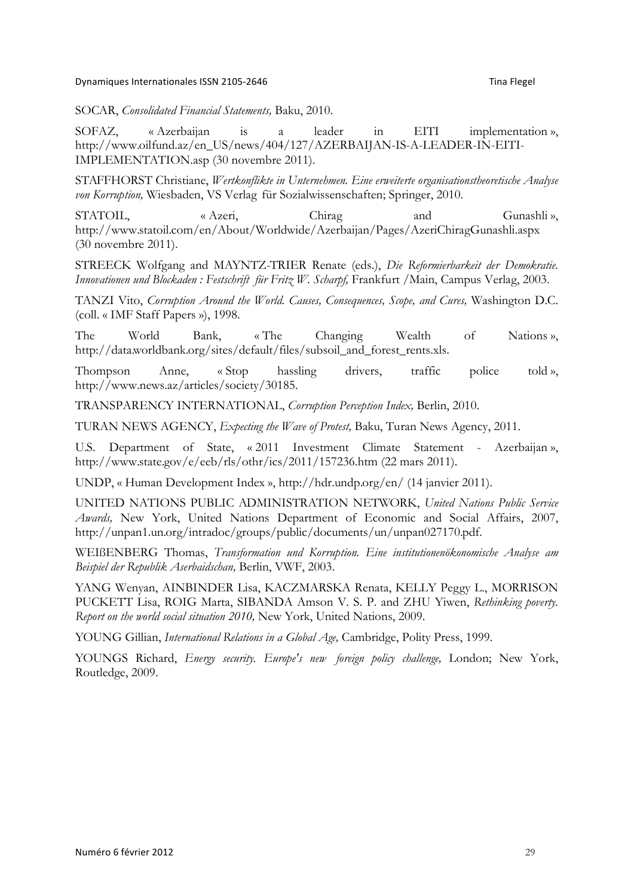SOCAR, *Consolidated Financial Statements,* Baku, 2010.

SOFAZ, « Azerbaijan is a leader in EITI implementation », http://www.oilfund.az/en_US/news/404/127/AZERBAIJAN-IS-A-LEADER-IN-EITI-IMPLEMENTATION.asp (30 novembre 2011).

STAFFHORST Christiane, *Wertkonflikte in Unternehmen. Eine erweiterte organisationstheoretische Analyse von Korruption,* Wiesbaden, VS Verlag für Sozialwissenschaften; Springer, 2010.

STATOIL, « Azeri, Chirag and Gunashli », http://www.statoil.com/en/About/Worldwide/Azerbaijan/Pages/AzeriChiragGunashli.aspx (30 novembre 2011).

STREECK Wolfgang and MAYNTZ-TRIER Renate (eds.), *Die Reformierbarkeit der Demokratie. Innovationen und Blockaden : Festschrift für Fritz W. Scharpf,* Frankfurt /Main, Campus Verlag, 2003.

TANZI Vito, *Corruption Around the World. Causes, Consequences, Scope, and Cures,* Washington D.C. (coll. « IMF Staff Papers »), 1998.

The World Bank, « The Changing Wealth of Nations », http://data.worldbank.org/sites/default/files/subsoil_and_forest_rents.xls.

Thompson Anne, « Stop hassling drivers, traffic police told », http://www.news.az/articles/society/30185.

TRANSPARENCY INTERNATIONAL, *Corruption Perception Index,* Berlin, 2010.

TURAN NEWS AGENCY, *Expecting the Wave of Protest,* Baku, Turan News Agency, 2011.

U.S. Department of State, « 2011 Investment Climate Statement - Azerbaijan », http://www.state.gov/e/eeb/rls/othr/ics/2011/157236.htm (22 mars 2011).

UNDP, « Human Development Index », http://hdr.undp.org/en/ (14 janvier 2011).

UNITED NATIONS PUBLIC ADMINISTRATION NETWORK, *United Nations Public Service Awards,* New York, United Nations Department of Economic and Social Affairs, 2007, http://unpan1.un.org/intradoc/groups/public/documents/un/unpan027170.pdf.

WEIßENBERG Thomas, *Transformation und Korruption. Eine institutionenökonomische Analyse am Beispiel der Republik Aserbaidschan,* Berlin, VWF, 2003.

YANG Wenyan, AINBINDER Lisa, KACZMARSKA Renata, KELLY Peggy L., MORRISON PUCKETT Lisa, ROIG Marta, SIBANDA Amson V. S. P. and ZHU Yiwen, *Rethinking poverty. Report on the world social situation 2010,* New York, United Nations, 2009.

YOUNG Gillian, *International Relations in a Global Age,* Cambridge, Polity Press, 1999.

YOUNGS Richard, *Energy security. Europe's new foreign policy challenge,* London; New York, Routledge, 2009.